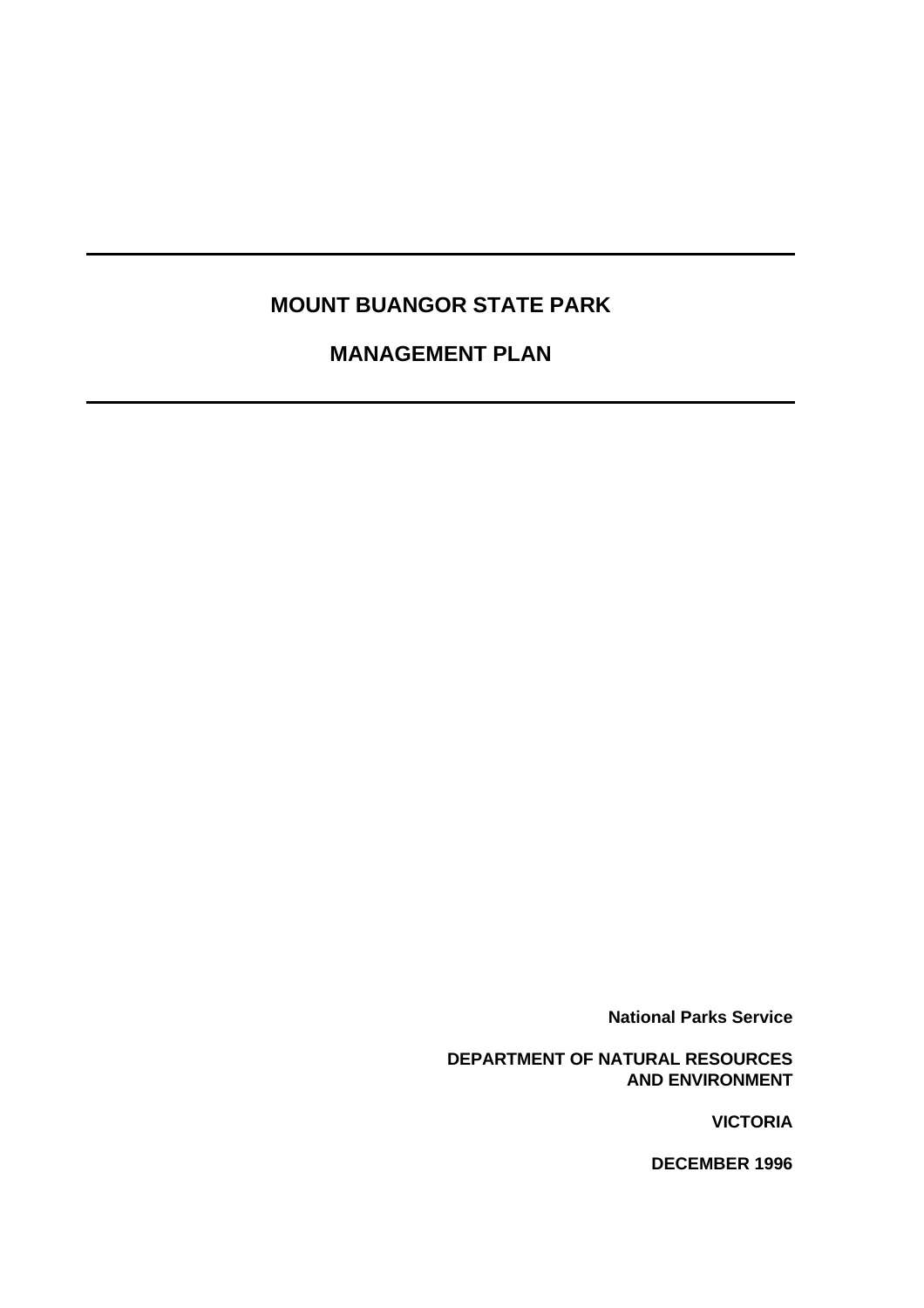# MOUNT BUANGOR STATE PARK

## MANAGEMENT PLAN

**National Parks Service**

**DEPARTMENT OF NATURAL RESOURCES AND ENVIRONMENT**

**VICTORIA**

**DECEMBER 1996**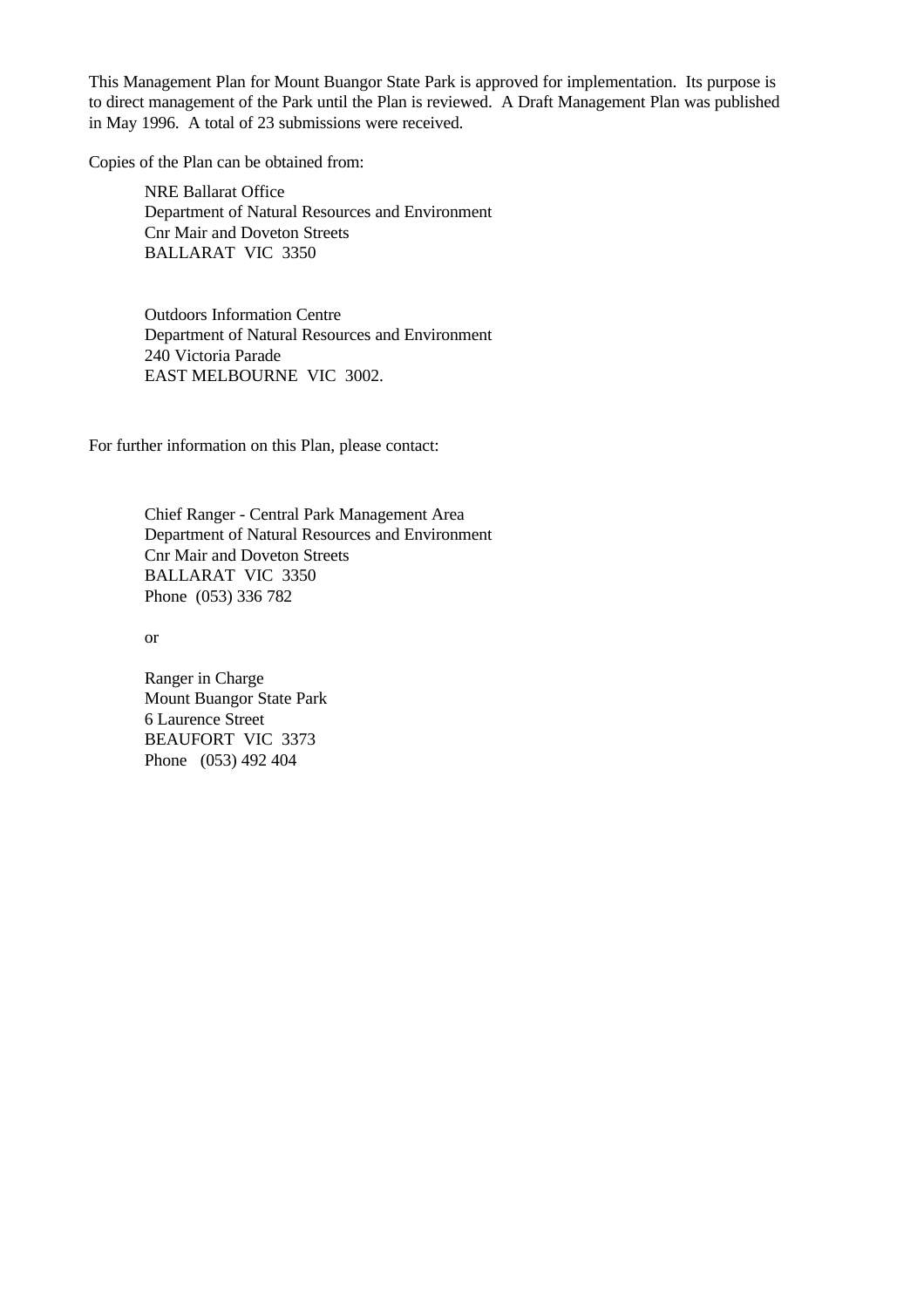This Management Plan for Mount Buangor State Park is approved for implementation. Its purpose is to direct management of the Park until the Plan is reviewed. A Draft Management Plan was published in May 1996. A total of 23 submissions were received.

Copies of the Plan can be obtained from:

> NRE Ballarat Office
> Department of Natural Resources and Environment
> Cnr Mair and Doveton Streets
> BALLARAT VIC 3350

> Outdoors Information Centre
> Department of Natural Resources and Environment
> 240 Victoria Parade
> EAST MELBOURNE VIC 3002.

For further information on this Plan, please contact:

> Chief Ranger - Central Park Management Area
> Department of Natural Resources and Environment
> Cnr Mair and Doveton Streets
> BALLARAT VIC 3350
> Phone (053) 336 782

> or

> Ranger in Charge
> Mount Buangor State Park
> 6 Laurence Street
> BEAUFORT VIC 3373
> Phone (053) 492 404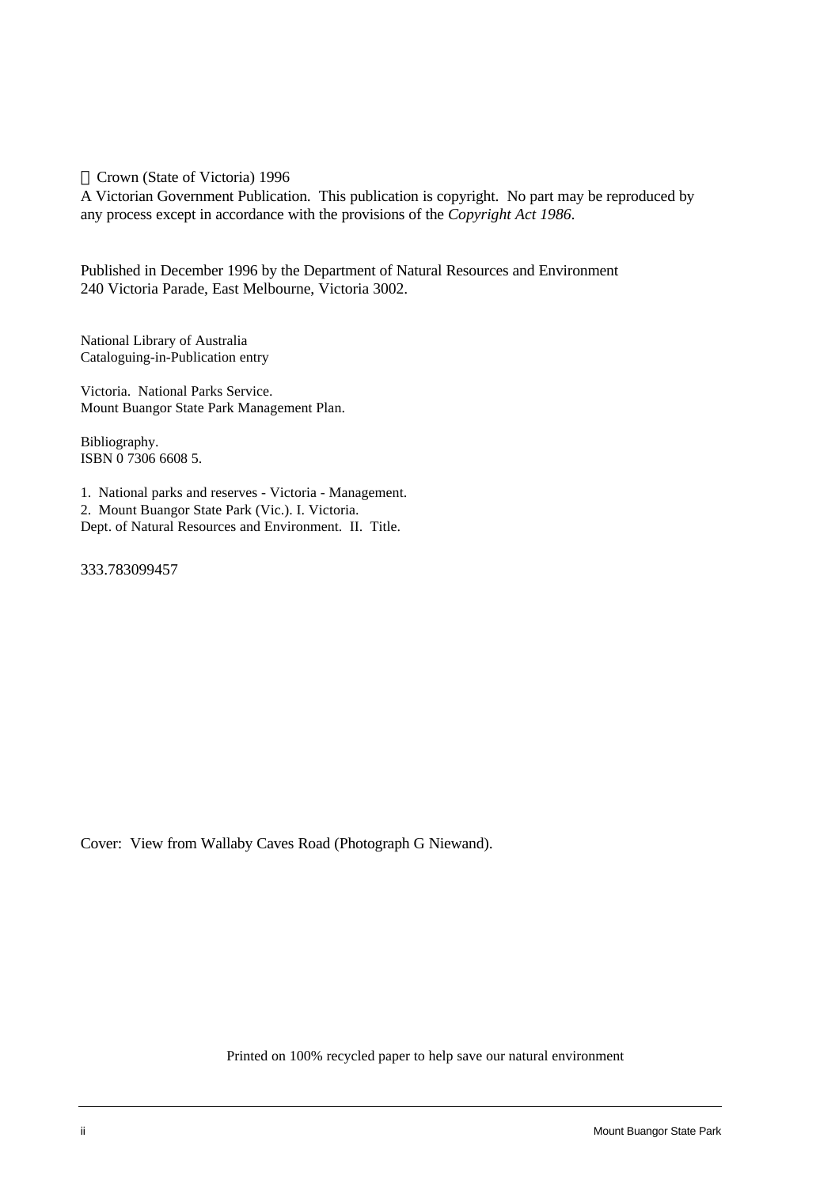© Crown (State of Victoria) 1996

A Victorian Government Publication. This publication is copyright. No part may be reproduced by any process except in accordance with the provisions of the *Copyright Act 1986*.

Published in December 1996 by the Department of Natural Resources and Environment
240 Victoria Parade, East Melbourne, Victoria 3002.

National Library of Australia
Cataloguing-in-Publication entry

Victoria. National Parks Service.
Mount Buangor State Park Management Plan.

Bibliography.
ISBN 0 7306 6608 5.

1. National parks and reserves - Victoria - Management.
2. Mount Buangor State Park (Vic.). I. Victoria.
Dept. of Natural Resources and Environment. II. Title.

333.783099457

Cover: View from Wallaby Caves Road (Photograph G Niewand).

Printed on 100% recycled paper to help save our natural environment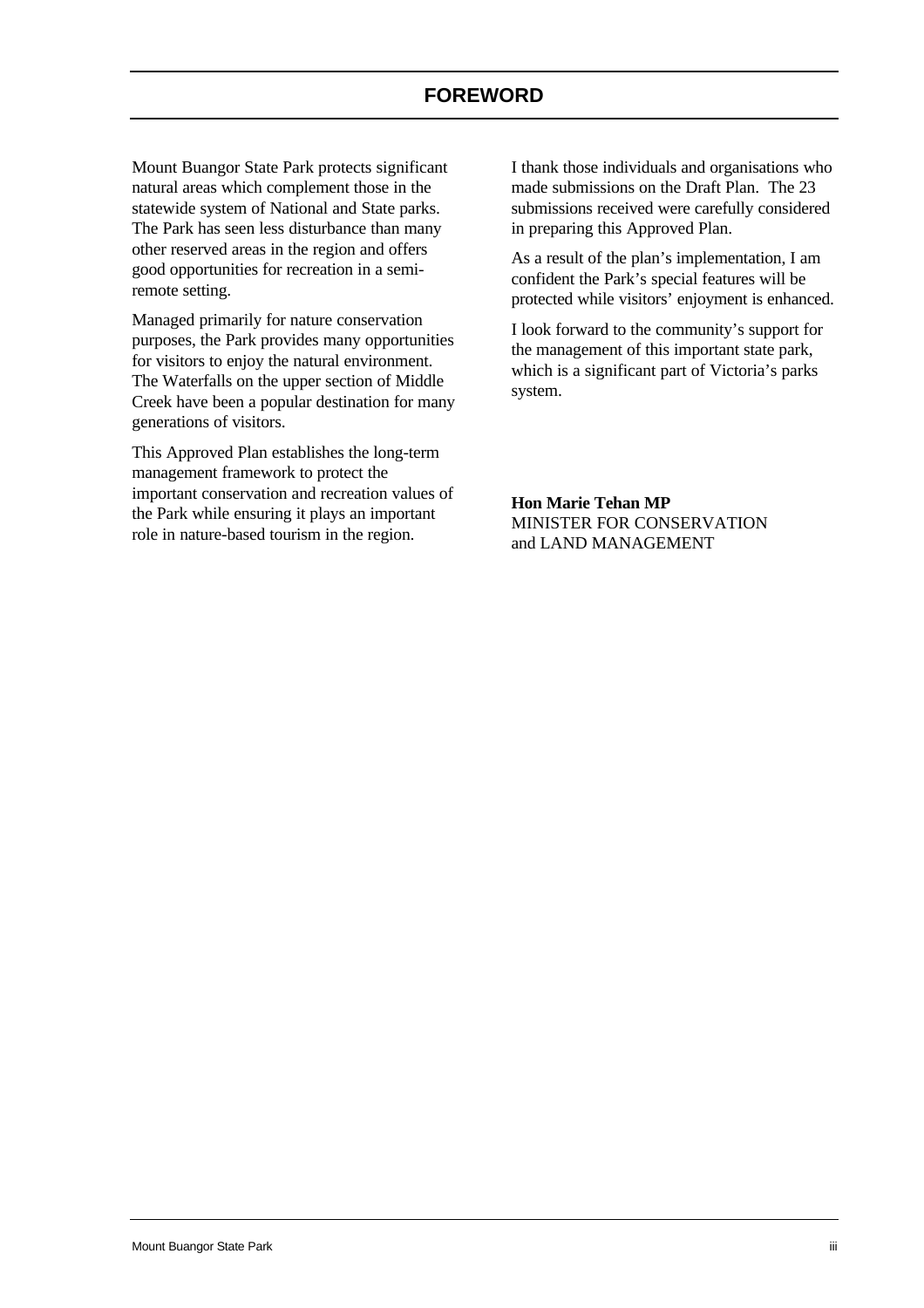# FOREWORD

Mount Buangor State Park protects significant natural areas which complement those in the statewide system of National and State parks. The Park has seen less disturbance than many other reserved areas in the region and offers good opportunities for recreation in a semi-remote setting.

Managed primarily for nature conservation purposes, the Park provides many opportunities for visitors to enjoy the natural environment. The Waterfalls on the upper section of Middle Creek have been a popular destination for many generations of visitors.

This Approved Plan establishes the long-term management framework to protect the important conservation and recreation values of the Park while ensuring it plays an important role in nature-based tourism in the region.

I thank those individuals and organisations who made submissions on the Draft Plan. The 23 submissions received were carefully considered in preparing this Approved Plan.

As a result of the plan's implementation, I am confident the Park's special features will be protected while visitors' enjoyment is enhanced.

I look forward to the community's support for the management of this important state park, which is a significant part of Victoria's parks system.

**Hon Marie Tehan MP**
MINISTER FOR CONSERVATION
and LAND MANAGEMENT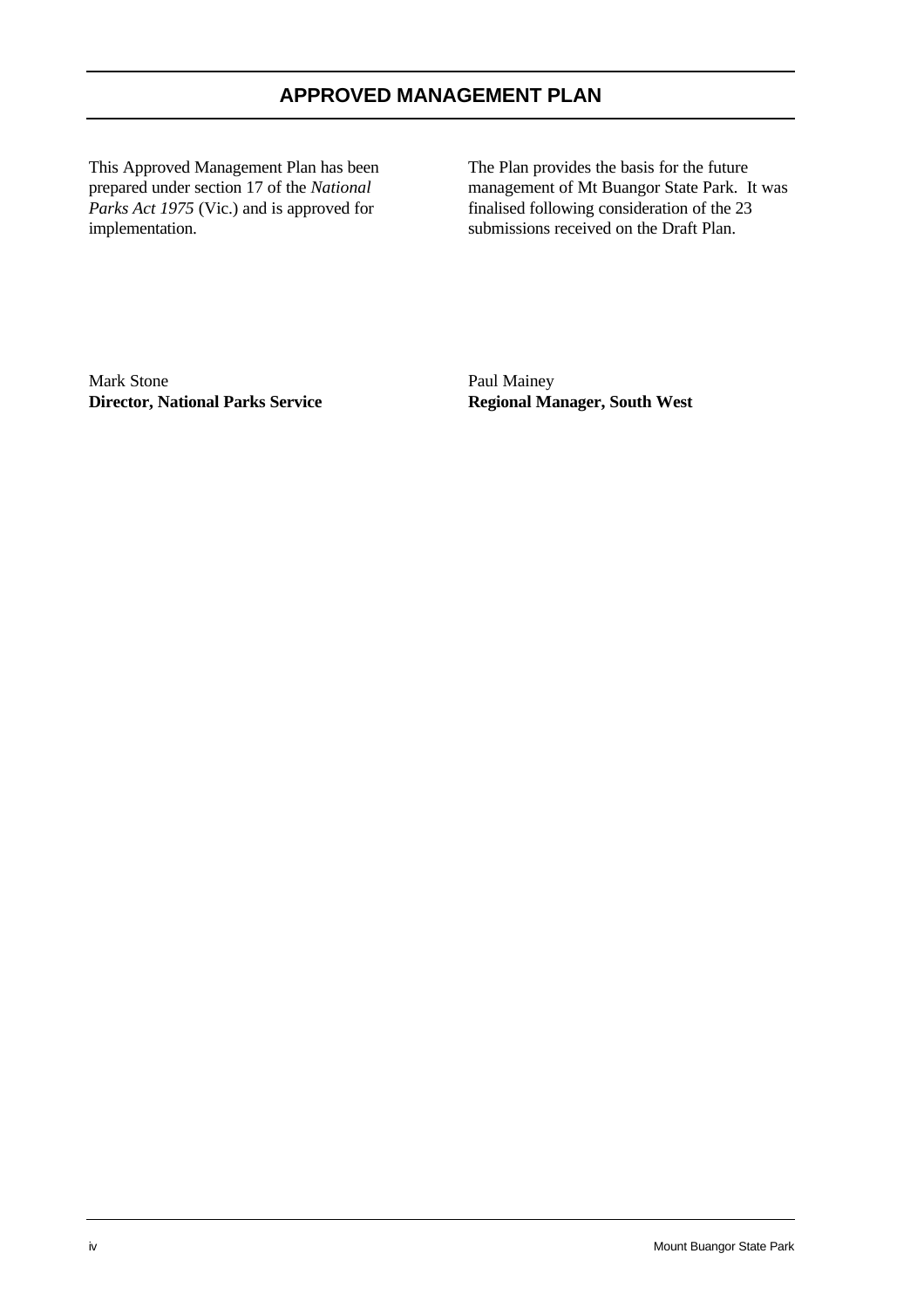# APPROVED MANAGEMENT PLAN

This Approved Management Plan has been prepared under section 17 of the *National Parks Act 1975* (Vic.) and is approved for implementation.

The Plan provides the basis for the future management of Mt Buangor State Park. It was finalised following consideration of the 23 submissions received on the Draft Plan.

Mark Stone
**Director, National Parks Service**

Paul Mainey
**Regional Manager, South West**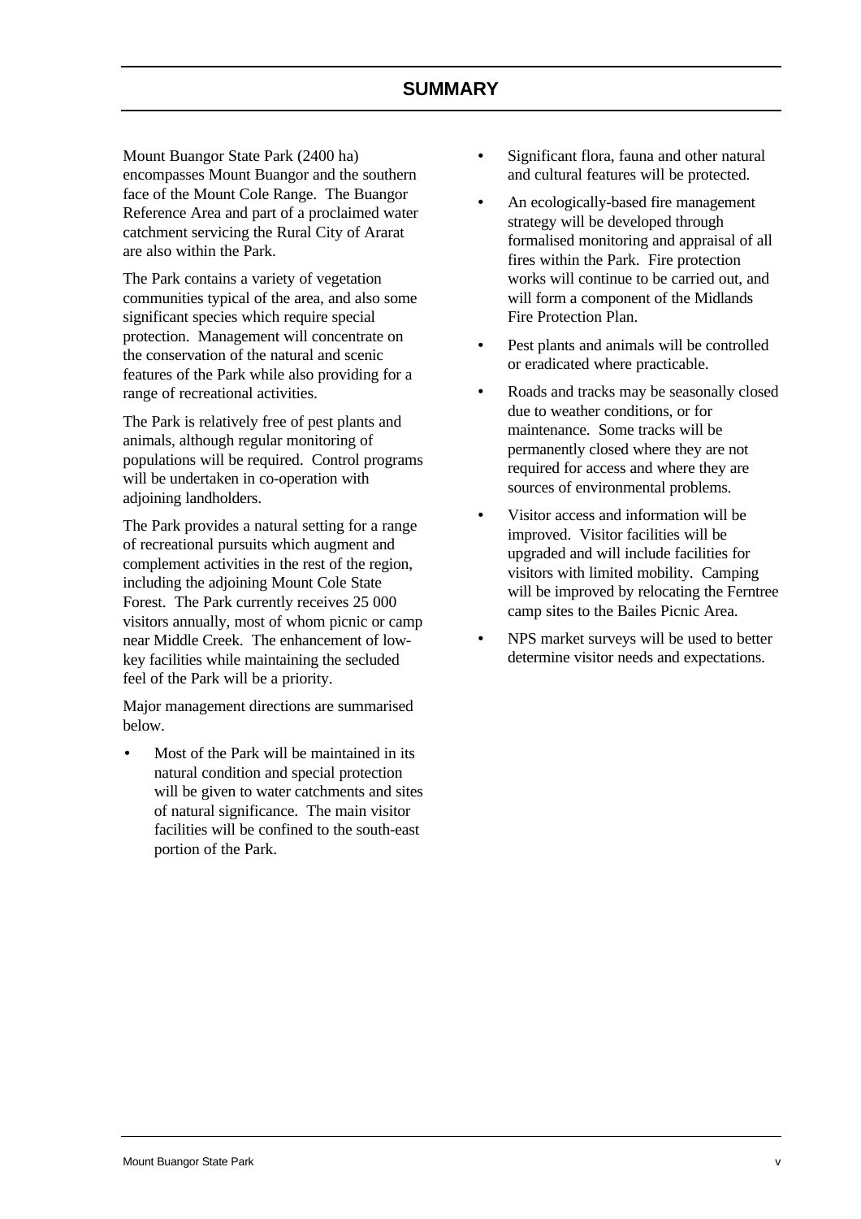# SUMMARY

Mount Buangor State Park (2400 ha) encompasses Mount Buangor and the southern face of the Mount Cole Range. The Buangor Reference Area and part of a proclaimed water catchment servicing the Rural City of Ararat are also within the Park.

The Park contains a variety of vegetation communities typical of the area, and also some significant species which require special protection. Management will concentrate on the conservation of the natural and scenic features of the Park while also providing for a range of recreational activities.

The Park is relatively free of pest plants and animals, although regular monitoring of populations will be required. Control programs will be undertaken in co-operation with adjoining landholders.

The Park provides a natural setting for a range of recreational pursuits which augment and complement activities in the rest of the region, including the adjoining Mount Cole State Forest. The Park currently receives 25 000 visitors annually, most of whom picnic or camp near Middle Creek. The enhancement of low-key facilities while maintaining the secluded feel of the Park will be a priority.

Major management directions are summarised below.

- Most of the Park will be maintained in its natural condition and special protection will be given to water catchments and sites of natural significance. The main visitor facilities will be confined to the south-east portion of the Park.
- Significant flora, fauna and other natural and cultural features will be protected.
- An ecologically-based fire management strategy will be developed through formalised monitoring and appraisal of all fires within the Park. Fire protection works will continue to be carried out, and will form a component of the Midlands Fire Protection Plan.
- Pest plants and animals will be controlled or eradicated where practicable.
- Roads and tracks may be seasonally closed due to weather conditions, or for maintenance. Some tracks will be permanently closed where they are not required for access and where they are sources of environmental problems.
- Visitor access and information will be improved. Visitor facilities will be upgraded and will include facilities for visitors with limited mobility. Camping will be improved by relocating the Ferntree camp sites to the Bailes Picnic Area.
- NPS market surveys will be used to better determine visitor needs and expectations.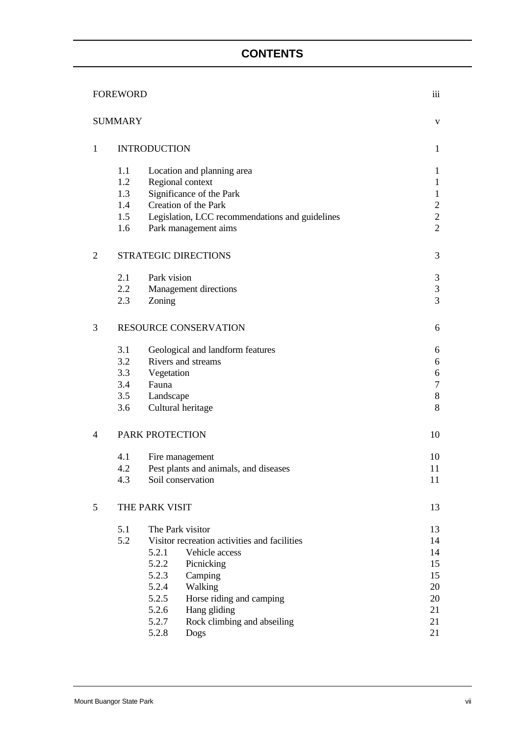# CONTENTS

| | | | |
|---|---|---|---|
| FOREWORD | | | iii |
| SUMMARY | | | v |
| 1 | INTRODUCTION | | 1 |
| | 1.1 | Location and planning area | 1 |
| | 1.2 | Regional context | 1 |
| | 1.3 | Significance of the Park | 1 |
| | 1.4 | Creation of the Park | 2 |
| | 1.5 | Legislation, LCC recommendations and guidelines | 2 |
| | 1.6 | Park management aims | 2 |
| 2 | STRATEGIC DIRECTIONS | | 3 |
| | 2.1 | Park vision | 3 |
| | 2.2 | Management directions | 3 |
| | 2.3 | Zoning | 3 |
| 3 | RESOURCE CONSERVATION | | 6 |
| | 3.1 | Geological and landform features | 6 |
| | 3.2 | Rivers and streams | 6 |
| | 3.3 | Vegetation | 6 |
| | 3.4 | Fauna | 7 |
| | 3.5 | Landscape | 8 |
| | 3.6 | Cultural heritage | 8 |
| 4 | PARK PROTECTION | | 10 |
| | 4.1 | Fire management | 10 |
| | 4.2 | Pest plants and animals, and diseases | 11 |
| | 4.3 | Soil conservation | 11 |
| 5 | THE PARK VISIT | | 13 |
| | 5.1 | The Park visitor | 13 |
| | 5.2 | Visitor recreation activities and facilities | 14 |
| | | 5.2.1 Vehicle access | 14 |
| | | 5.2.2 Picnicking | 15 |
| | | 5.2.3 Camping | 15 |
| | | 5.2.4 Walking | 20 |
| | | 5.2.5 Horse riding and camping | 20 |
| | | 5.2.6 Hang gliding | 21 |
| | | 5.2.7 Rock climbing and abseiling | 21 |
| | | 5.2.8 Dogs | 21 |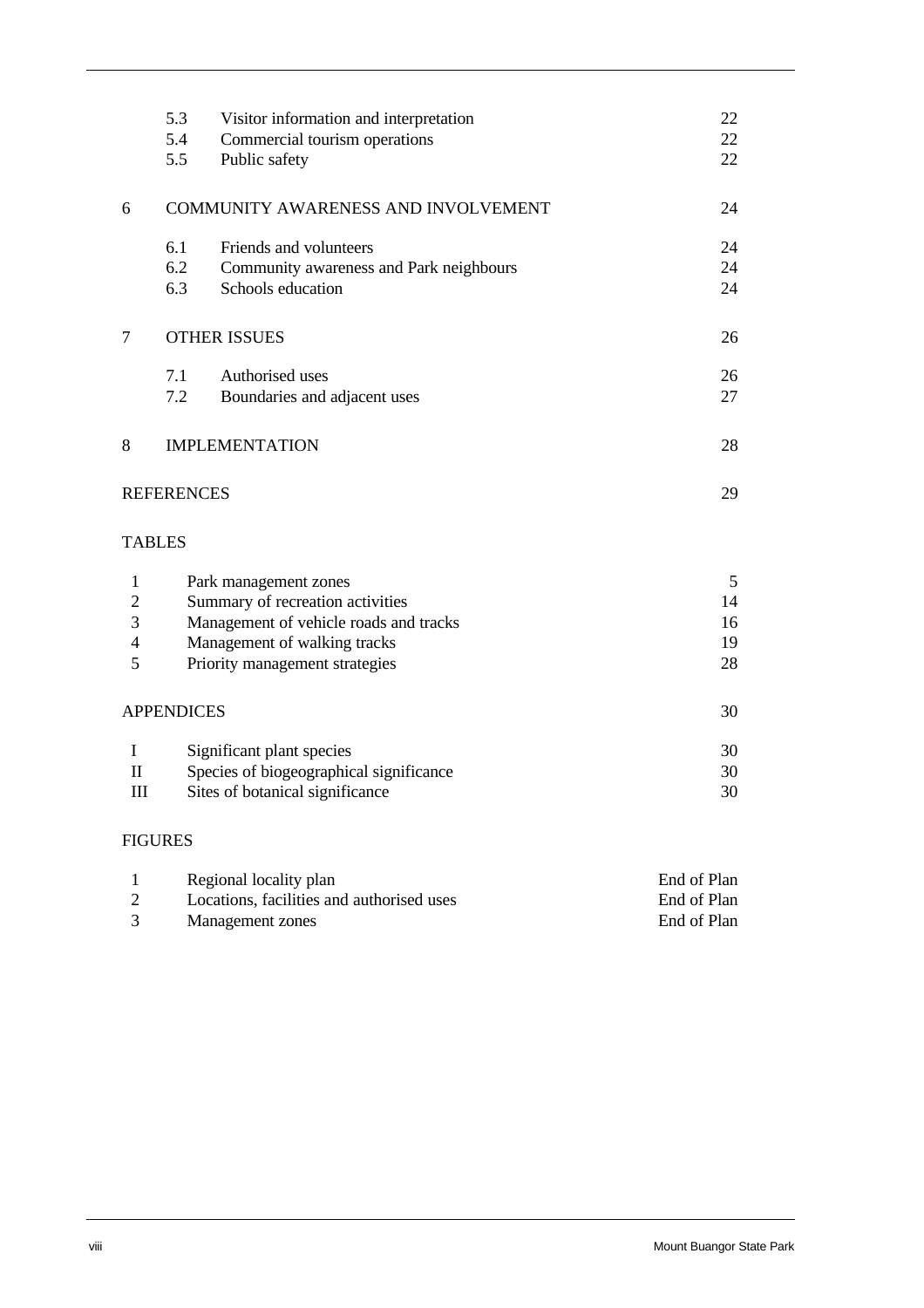| | | |
|---|---|---|
| 5.3 | Visitor information and interpretation | 22 |
| 5.4 | Commercial tourism operations | 22 |
| 5.5 | Public safety | 22 |
| **6** | **COMMUNITY AWARENESS AND INVOLVEMENT** | **24** |
| 6.1 | Friends and volunteers | 24 |
| 6.2 | Community awareness and Park neighbours | 24 |
| 6.3 | Schools education | 24 |
| **7** | **OTHER ISSUES** | **26** |
| 7.1 | Authorised uses | 26 |
| 7.2 | Boundaries and adjacent uses | 27 |
| **8** | **IMPLEMENTATION** | **28** |
| | **REFERENCES** | **29** |

TABLES

| | | |
|---|---|---|
| 1 | Park management zones | 5 |
| 2 | Summary of recreation activities | 14 |
| 3 | Management of vehicle roads and tracks | 16 |
| 4 | Management of walking tracks | 19 |
| 5 | Priority management strategies | 28 |

APPENDICES 30

| | | |
|---|---|---|
| I | Significant plant species | 30 |
| II | Species of biogeographical significance | 30 |
| III | Sites of botanical significance | 30 |

FIGURES

| | | |
|---|---|---|
| 1 | Regional locality plan | End of Plan |
| 2 | Locations, facilities and authorised uses | End of Plan |
| 3 | Management zones | End of Plan |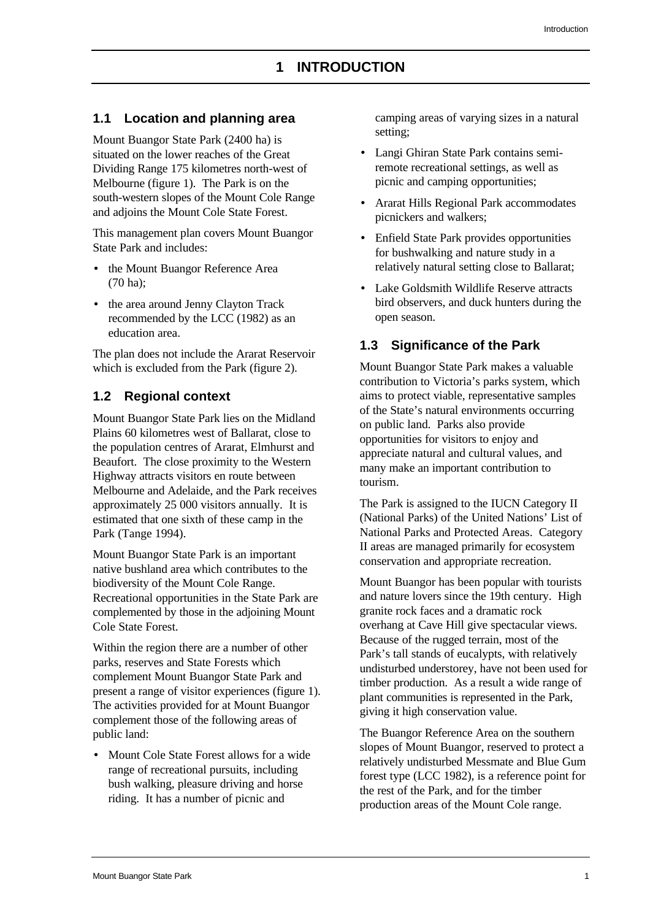# 1 INTRODUCTION

## 1.1 Location and planning area

Mount Buangor State Park (2400 ha) is situated on the lower reaches of the Great Dividing Range 175 kilometres north-west of Melbourne (figure 1). The Park is on the south-western slopes of the Mount Cole Range and adjoins the Mount Cole State Forest.

This management plan covers Mount Buangor State Park and includes:

- the Mount Buangor Reference Area (70 ha);
- the area around Jenny Clayton Track recommended by the LCC (1982) as an education area.

The plan does not include the Ararat Reservoir which is excluded from the Park (figure 2).

## 1.2 Regional context

Mount Buangor State Park lies on the Midland Plains 60 kilometres west of Ballarat, close to the population centres of Ararat, Elmhurst and Beaufort. The close proximity to the Western Highway attracts visitors en route between Melbourne and Adelaide, and the Park receives approximately 25 000 visitors annually. It is estimated that one sixth of these camp in the Park (Tange 1994).

Mount Buangor State Park is an important native bushland area which contributes to the biodiversity of the Mount Cole Range. Recreational opportunities in the State Park are complemented by those in the adjoining Mount Cole State Forest.

Within the region there are a number of other parks, reserves and State Forests which complement Mount Buangor State Park and present a range of visitor experiences (figure 1). The activities provided for at Mount Buangor complement those of the following areas of public land:

- Mount Cole State Forest allows for a wide range of recreational pursuits, including bush walking, pleasure driving and horse riding. It has a number of picnic and camping areas of varying sizes in a natural setting;
- Langi Ghiran State Park contains semi-remote recreational settings, as well as picnic and camping opportunities;
- Ararat Hills Regional Park accommodates picnickers and walkers;
- Enfield State Park provides opportunities for bushwalking and nature study in a relatively natural setting close to Ballarat;
- Lake Goldsmith Wildlife Reserve attracts bird observers, and duck hunters during the open season.

## 1.3 Significance of the Park

Mount Buangor State Park makes a valuable contribution to Victoria's parks system, which aims to protect viable, representative samples of the State's natural environments occurring on public land. Parks also provide opportunities for visitors to enjoy and appreciate natural and cultural values, and many make an important contribution to tourism.

The Park is assigned to the IUCN Category II (National Parks) of the United Nations' List of National Parks and Protected Areas. Category II areas are managed primarily for ecosystem conservation and appropriate recreation.

Mount Buangor has been popular with tourists and nature lovers since the 19th century. High granite rock faces and a dramatic rock overhang at Cave Hill give spectacular views. Because of the rugged terrain, most of the Park's tall stands of eucalypts, with relatively undisturbed understorey, have not been used for timber production. As a result a wide range of plant communities is represented in the Park, giving it high conservation value.

The Buangor Reference Area on the southern slopes of Mount Buangor, reserved to protect a relatively undisturbed Messmate and Blue Gum forest type (LCC 1982), is a reference point for the rest of the Park, and for the timber production areas of the Mount Cole range.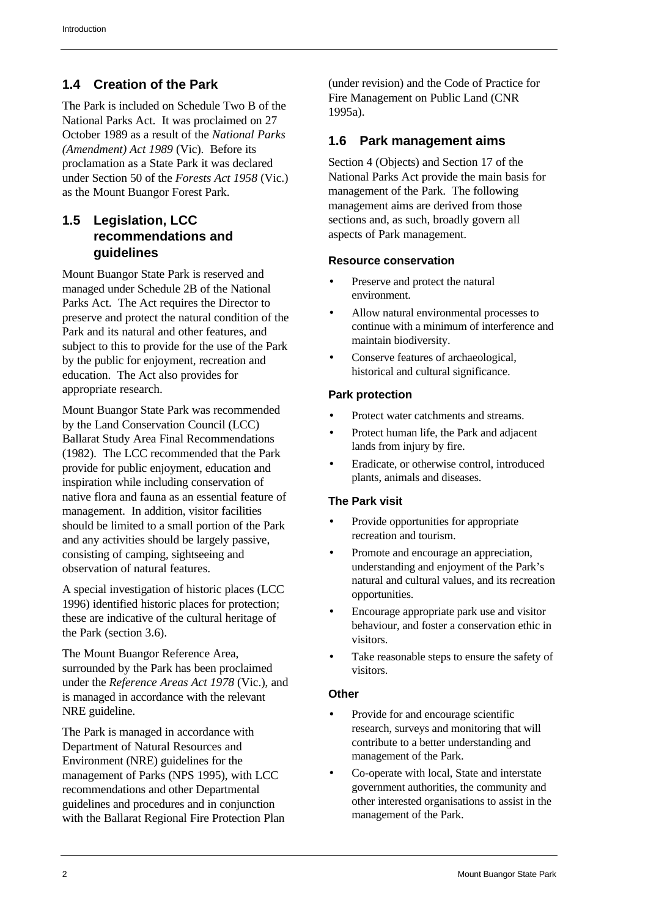## 1.4 Creation of the Park

The Park is included on Schedule Two B of the National Parks Act. It was proclaimed on 27 October 1989 as a result of the *National Parks (Amendment) Act 1989* (Vic). Before its proclamation as a State Park it was declared under Section 50 of the *Forests Act 1958* (Vic.) as the Mount Buangor Forest Park.

## 1.5 Legislation, LCC recommendations and guidelines

Mount Buangor State Park is reserved and managed under Schedule 2B of the National Parks Act. The Act requires the Director to preserve and protect the natural condition of the Park and its natural and other features, and subject to this to provide for the use of the Park by the public for enjoyment, recreation and education. The Act also provides for appropriate research.

Mount Buangor State Park was recommended by the Land Conservation Council (LCC) Ballarat Study Area Final Recommendations (1982). The LCC recommended that the Park provide for public enjoyment, education and inspiration while including conservation of native flora and fauna as an essential feature of management. In addition, visitor facilities should be limited to a small portion of the Park and any activities should be largely passive, consisting of camping, sightseeing and observation of natural features.

A special investigation of historic places (LCC 1996) identified historic places for protection; these are indicative of the cultural heritage of the Park (section 3.6).

The Mount Buangor Reference Area, surrounded by the Park has been proclaimed under the *Reference Areas Act 1978* (Vic.), and is managed in accordance with the relevant NRE guideline.

The Park is managed in accordance with Department of Natural Resources and Environment (NRE) guidelines for the management of Parks (NPS 1995), with LCC recommendations and other Departmental guidelines and procedures and in conjunction with the Ballarat Regional Fire Protection Plan (under revision) and the Code of Practice for Fire Management on Public Land (CNR 1995a).

## 1.6 Park management aims

Section 4 (Objects) and Section 17 of the National Parks Act provide the main basis for management of the Park. The following management aims are derived from those sections and, as such, broadly govern all aspects of Park management.

### Resource conservation

- Preserve and protect the natural environment.
- Allow natural environmental processes to continue with a minimum of interference and maintain biodiversity.
- Conserve features of archaeological, historical and cultural significance.

### Park protection

- Protect water catchments and streams.
- Protect human life, the Park and adjacent lands from injury by fire.
- Eradicate, or otherwise control, introduced plants, animals and diseases.

### The Park visit

- Provide opportunities for appropriate recreation and tourism.
- Promote and encourage an appreciation, understanding and enjoyment of the Park's natural and cultural values, and its recreation opportunities.
- Encourage appropriate park use and visitor behaviour, and foster a conservation ethic in visitors.
- Take reasonable steps to ensure the safety of visitors.

### Other

- Provide for and encourage scientific research, surveys and monitoring that will contribute to a better understanding and management of the Park.
- Co-operate with local, State and interstate government authorities, the community and other interested organisations to assist in the management of the Park.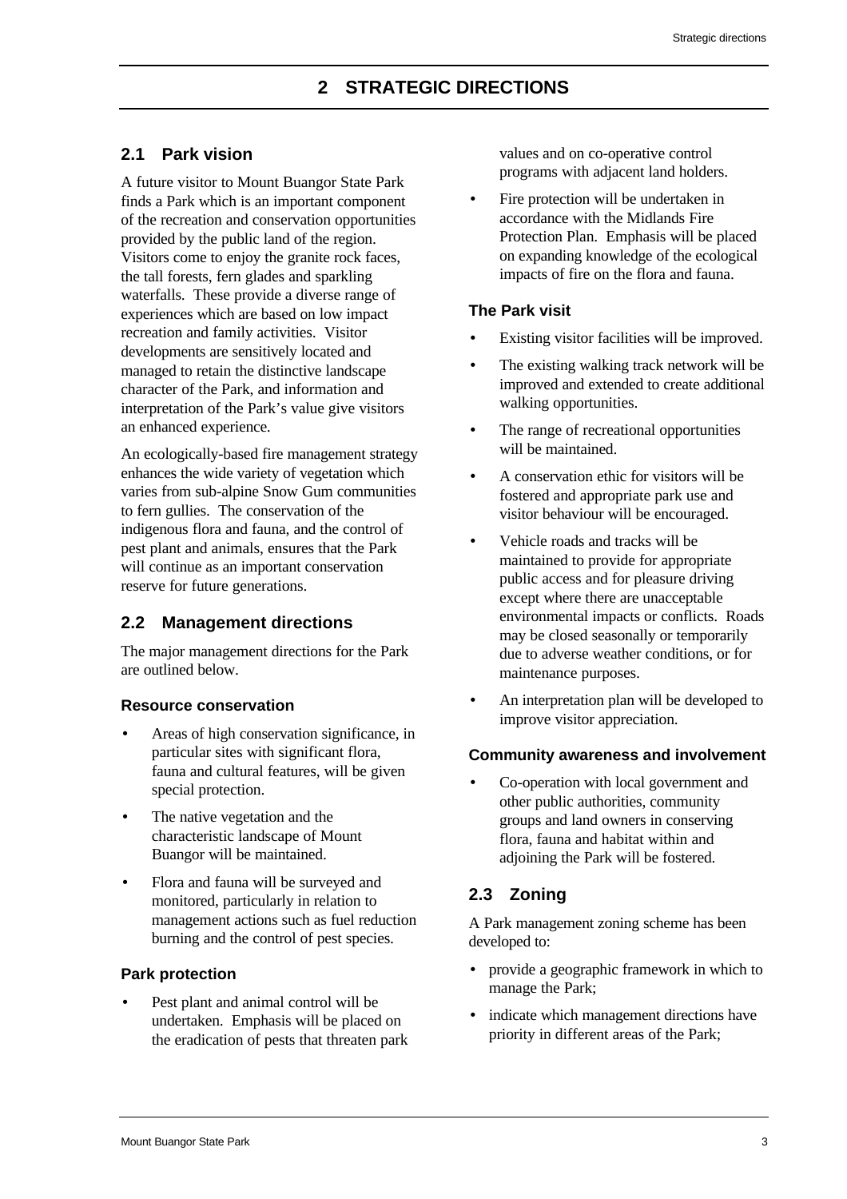# 2 STRATEGIC DIRECTIONS

## 2.1 Park vision

A future visitor to Mount Buangor State Park finds a Park which is an important component of the recreation and conservation opportunities provided by the public land of the region. Visitors come to enjoy the granite rock faces, the tall forests, fern glades and sparkling waterfalls. These provide a diverse range of experiences which are based on low impact recreation and family activities. Visitor developments are sensitively located and managed to retain the distinctive landscape character of the Park, and information and interpretation of the Park's value give visitors an enhanced experience.

An ecologically-based fire management strategy enhances the wide variety of vegetation which varies from sub-alpine Snow Gum communities to fern gullies. The conservation of the indigenous flora and fauna, and the control of pest plant and animals, ensures that the Park will continue as an important conservation reserve for future generations.

## 2.2 Management directions

The major management directions for the Park are outlined below.

### Resource conservation

- Areas of high conservation significance, in particular sites with significant flora, fauna and cultural features, will be given special protection.
- The native vegetation and the characteristic landscape of Mount Buangor will be maintained.
- Flora and fauna will be surveyed and monitored, particularly in relation to management actions such as fuel reduction burning and the control of pest species.

### Park protection

- Pest plant and animal control will be undertaken. Emphasis will be placed on the eradication of pests that threaten park values and on co-operative control programs with adjacent land holders.
- Fire protection will be undertaken in accordance with the Midlands Fire Protection Plan. Emphasis will be placed on expanding knowledge of the ecological impacts of fire on the flora and fauna.

### The Park visit

- Existing visitor facilities will be improved.
- The existing walking track network will be improved and extended to create additional walking opportunities.
- The range of recreational opportunities will be maintained.
- A conservation ethic for visitors will be fostered and appropriate park use and visitor behaviour will be encouraged.
- Vehicle roads and tracks will be maintained to provide for appropriate public access and for pleasure driving except where there are unacceptable environmental impacts or conflicts. Roads may be closed seasonally or temporarily due to adverse weather conditions, or for maintenance purposes.
- An interpretation plan will be developed to improve visitor appreciation.

### Community awareness and involvement

- Co-operation with local government and other public authorities, community groups and land owners in conserving flora, fauna and habitat within and adjoining the Park will be fostered.

## 2.3 Zoning

A Park management zoning scheme has been developed to:

- provide a geographic framework in which to manage the Park;
- indicate which management directions have priority in different areas of the Park;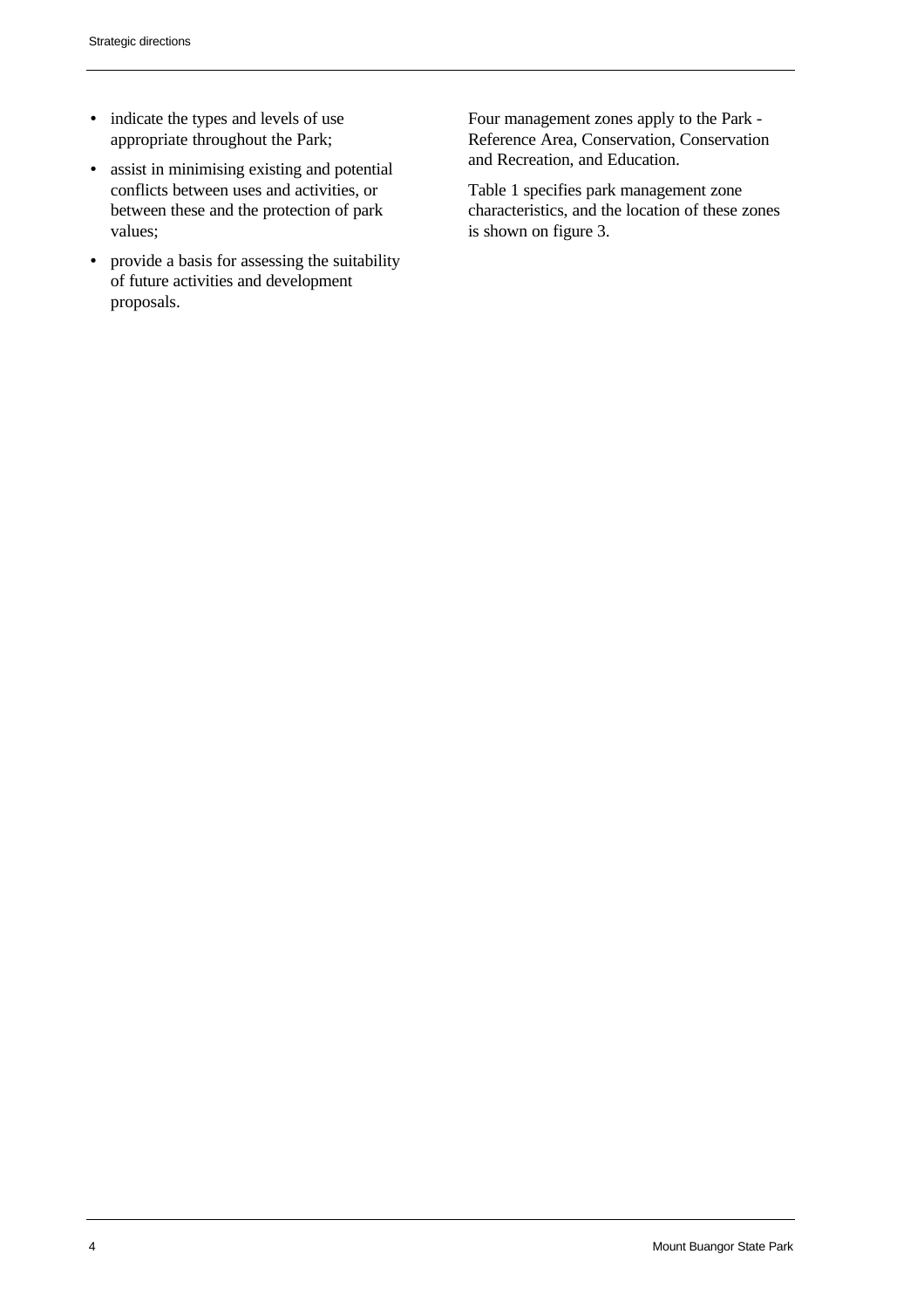- indicate the types and levels of use appropriate throughout the Park;
- assist in minimising existing and potential conflicts between uses and activities, or between these and the protection of park values;
- provide a basis for assessing the suitability of future activities and development proposals.

Four management zones apply to the Park - Reference Area, Conservation, Conservation and Recreation, and Education.

Table 1 specifies park management zone characteristics, and the location of these zones is shown on figure 3.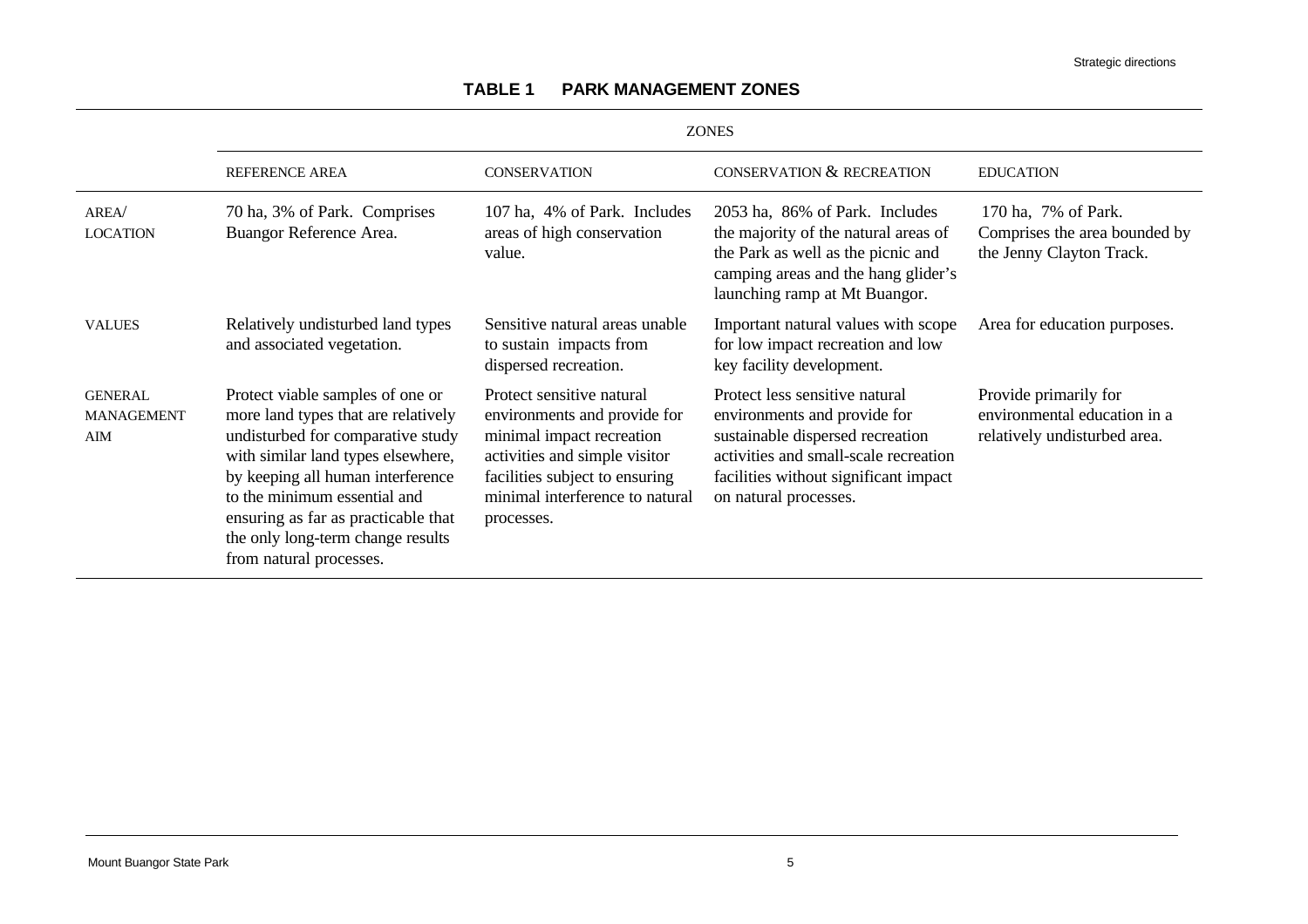## TABLE 1 PARK MANAGEMENT ZONES

| | ZONES | | | |
|---|---|---|---|---|
| | REFERENCE AREA | CONSERVATION | CONSERVATION & RECREATION | EDUCATION |
| AREA/ LOCATION | 70 ha, 3% of Park. Comprises Buangor Reference Area. | 107 ha, 4% of Park. Includes areas of high conservation value. | 2053 ha, 86% of Park. Includes the majority of the natural areas of the Park as well as the picnic and camping areas and the hang glider's launching ramp at Mt Buangor. | 170 ha, 7% of Park. Comprises the area bounded by the Jenny Clayton Track. |
| VALUES | Relatively undisturbed land types and associated vegetation. | Sensitive natural areas unable to sustain impacts from dispersed recreation. | Important natural values with scope for low impact recreation and low key facility development. | Area for education purposes. |
| GENERAL MANAGEMENT AIM | Protect viable samples of one or more land types that are relatively undisturbed for comparative study with similar land types elsewhere, by keeping all human interference to the minimum essential and ensuring as far as practicable that the only long-term change results from natural processes. | Protect sensitive natural environments and provide for minimal impact recreation activities and simple visitor facilities subject to ensuring minimal interference to natural processes. | Protect less sensitive natural environments and provide for sustainable dispersed recreation activities and small-scale recreation facilities without significant impact on natural processes. | Provide primarily for environmental education in a relatively undisturbed area. |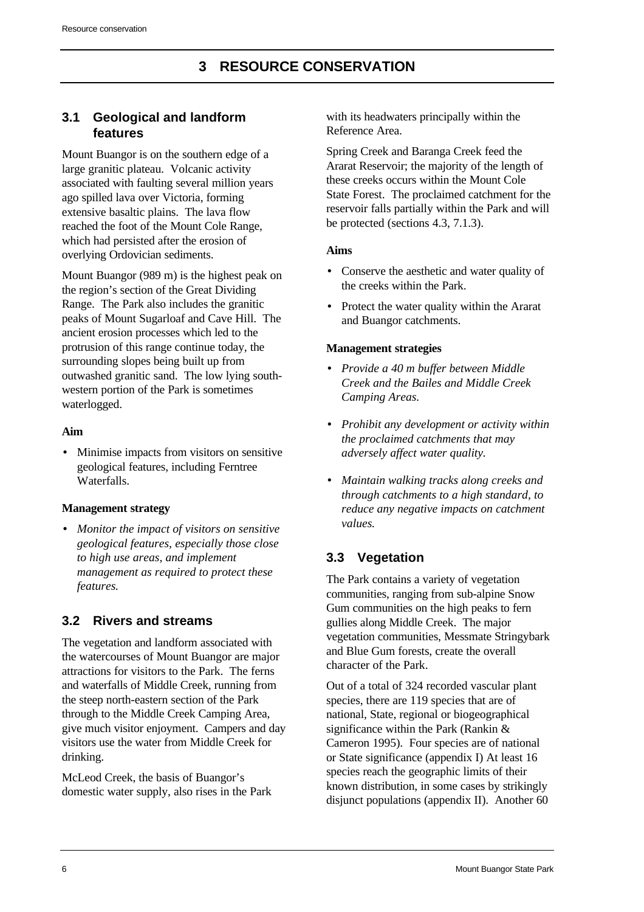# 3 RESOURCE CONSERVATION

## 3.1 Geological and landform features

Mount Buangor is on the southern edge of a large granitic plateau. Volcanic activity associated with faulting several million years ago spilled lava over Victoria, forming extensive basaltic plains. The lava flow reached the foot of the Mount Cole Range, which had persisted after the erosion of overlying Ordovician sediments.

Mount Buangor (989 m) is the highest peak on the region's section of the Great Dividing Range. The Park also includes the granitic peaks of Mount Sugarloaf and Cave Hill. The ancient erosion processes which led to the protrusion of this range continue today, the surrounding slopes being built up from outwashed granitic sand. The low lying south-western portion of the Park is sometimes waterlogged.

**Aim**

- Minimise impacts from visitors on sensitive geological features, including Ferntree Waterfalls.

**Management strategy**

- *Monitor the impact of visitors on sensitive geological features, especially those close to high use areas, and implement management as required to protect these features.*

## 3.2 Rivers and streams

The vegetation and landform associated with the watercourses of Mount Buangor are major attractions for visitors to the Park. The ferns and waterfalls of Middle Creek, running from the steep north-eastern section of the Park through to the Middle Creek Camping Area, give much visitor enjoyment. Campers and day visitors use the water from Middle Creek for drinking.

McLeod Creek, the basis of Buangor's domestic water supply, also rises in the Park with its headwaters principally within the Reference Area.

Spring Creek and Baranga Creek feed the Ararat Reservoir; the majority of the length of these creeks occurs within the Mount Cole State Forest. The proclaimed catchment for the reservoir falls partially within the Park and will be protected (sections 4.3, 7.1.3).

**Aims**

- Conserve the aesthetic and water quality of the creeks within the Park.
- Protect the water quality within the Ararat and Buangor catchments.

**Management strategies**

- *Provide a 40 m buffer between Middle Creek and the Bailes and Middle Creek Camping Areas.*
- *Prohibit any development or activity within the proclaimed catchments that may adversely affect water quality.*
- *Maintain walking tracks along creeks and through catchments to a high standard, to reduce any negative impacts on catchment values.*

## 3.3 Vegetation

The Park contains a variety of vegetation communities, ranging from sub-alpine Snow Gum communities on the high peaks to fern gullies along Middle Creek. The major vegetation communities, Messmate Stringybark and Blue Gum forests, create the overall character of the Park.

Out of a total of 324 recorded vascular plant species, there are 119 species that are of national, State, regional or biogeographical significance within the Park (Rankin & Cameron 1995). Four species are of national or State significance (appendix I) At least 16 species reach the geographic limits of their known distribution, in some cases by strikingly disjunct populations (appendix II). Another 60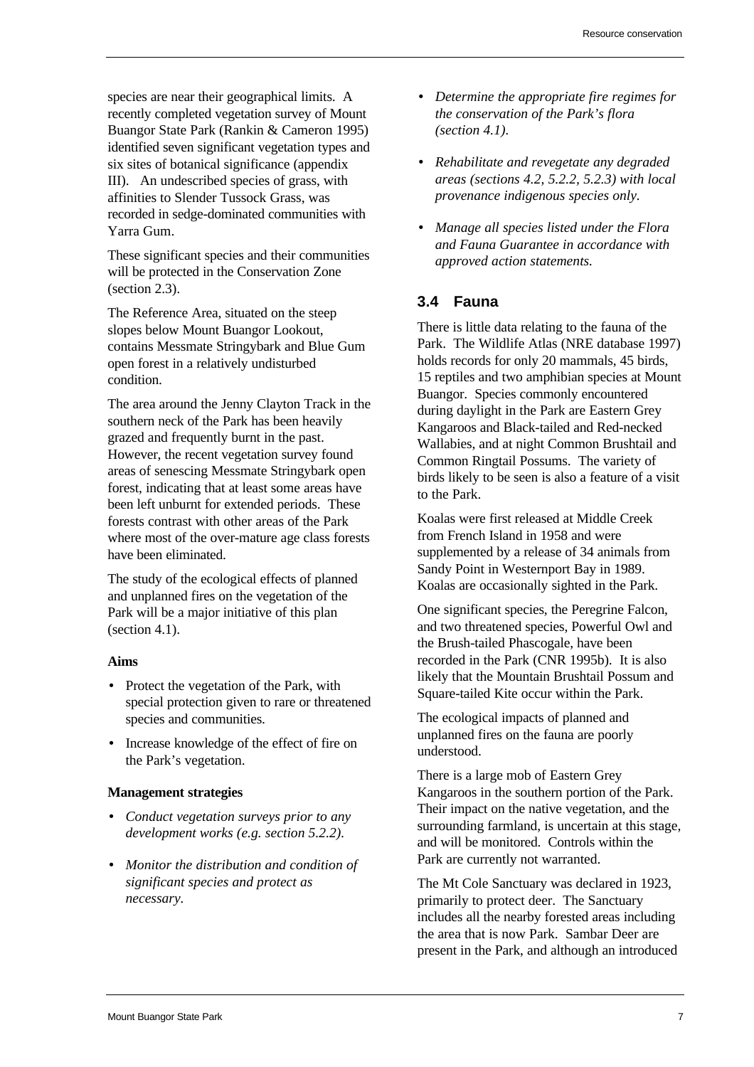species are near their geographical limits. A recently completed vegetation survey of Mount Buangor State Park (Rankin & Cameron 1995) identified seven significant vegetation types and six sites of botanical significance (appendix III). An undescribed species of grass, with affinities to Slender Tussock Grass, was recorded in sedge-dominated communities with Yarra Gum.

These significant species and their communities will be protected in the Conservation Zone (section 2.3).

The Reference Area, situated on the steep slopes below Mount Buangor Lookout, contains Messmate Stringybark and Blue Gum open forest in a relatively undisturbed condition.

The area around the Jenny Clayton Track in the southern neck of the Park has been heavily grazed and frequently burnt in the past. However, the recent vegetation survey found areas of senescing Messmate Stringybark open forest, indicating that at least some areas have been left unburnt for extended periods. These forests contrast with other areas of the Park where most of the over-mature age class forests have been eliminated.

The study of the ecological effects of planned and unplanned fires on the vegetation of the Park will be a major initiative of this plan (section 4.1).

**Aims**

- Protect the vegetation of the Park, with special protection given to rare or threatened species and communities.
- Increase knowledge of the effect of fire on the Park's vegetation.

**Management strategies**

- *Conduct vegetation surveys prior to any development works (e.g. section 5.2.2).*
- *Monitor the distribution and condition of significant species and protect as necessary.*
- *Determine the appropriate fire regimes for the conservation of the Park's flora (section 4.1).*
- *Rehabilitate and revegetate any degraded areas (sections 4.2, 5.2.2, 5.2.3) with local provenance indigenous species only.*
- *Manage all species listed under the Flora and Fauna Guarantee in accordance with approved action statements.*

## 3.4 Fauna

There is little data relating to the fauna of the Park. The Wildlife Atlas (NRE database 1997) holds records for only 20 mammals, 45 birds, 15 reptiles and two amphibian species at Mount Buangor. Species commonly encountered during daylight in the Park are Eastern Grey Kangaroos and Black-tailed and Red-necked Wallabies, and at night Common Brushtail and Common Ringtail Possums. The variety of birds likely to be seen is also a feature of a visit to the Park.

Koalas were first released at Middle Creek from French Island in 1958 and were supplemented by a release of 34 animals from Sandy Point in Westernport Bay in 1989. Koalas are occasionally sighted in the Park.

One significant species, the Peregrine Falcon, and two threatened species, Powerful Owl and the Brush-tailed Phascogale, have been recorded in the Park (CNR 1995b). It is also likely that the Mountain Brushtail Possum and Square-tailed Kite occur within the Park.

The ecological impacts of planned and unplanned fires on the fauna are poorly understood.

There is a large mob of Eastern Grey Kangaroos in the southern portion of the Park. Their impact on the native vegetation, and the surrounding farmland, is uncertain at this stage, and will be monitored. Controls within the Park are currently not warranted.

The Mt Cole Sanctuary was declared in 1923, primarily to protect deer. The Sanctuary includes all the nearby forested areas including the area that is now Park. Sambar Deer are present in the Park, and although an introduced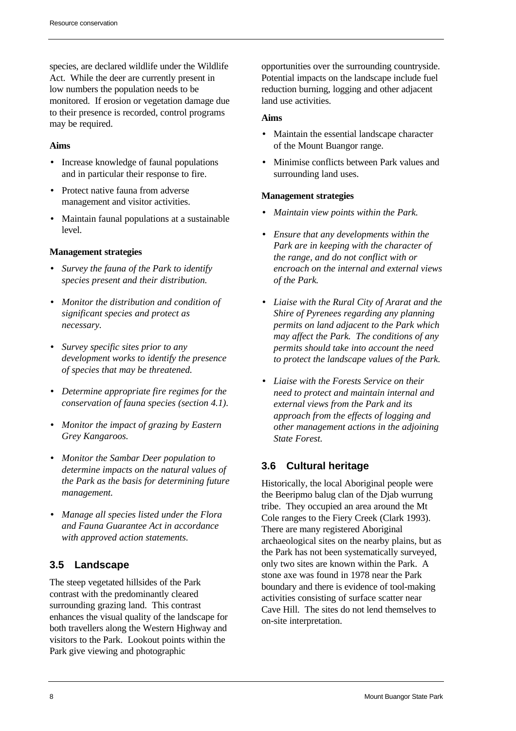species, are declared wildlife under the Wildlife Act. While the deer are currently present in low numbers the population needs to be monitored. If erosion or vegetation damage due to their presence is recorded, control programs may be required.

**Aims**

- Increase knowledge of faunal populations and in particular their response to fire.
- Protect native fauna from adverse management and visitor activities.
- Maintain faunal populations at a sustainable level.

**Management strategies**

- *Survey the fauna of the Park to identify species present and their distribution.*
- *Monitor the distribution and condition of significant species and protect as necessary.*
- *Survey specific sites prior to any development works to identify the presence of species that may be threatened.*
- *Determine appropriate fire regimes for the conservation of fauna species (section 4.1).*
- *Monitor the impact of grazing by Eastern Grey Kangaroos.*
- *Monitor the Sambar Deer population to determine impacts on the natural values of the Park as the basis for determining future management.*
- *Manage all species listed under the Flora and Fauna Guarantee Act in accordance with approved action statements.*

## 3.5 Landscape

The steep vegetated hillsides of the Park contrast with the predominantly cleared surrounding grazing land. This contrast enhances the visual quality of the landscape for both travellers along the Western Highway and visitors to the Park. Lookout points within the Park give viewing and photographic opportunities over the surrounding countryside. Potential impacts on the landscape include fuel reduction burning, logging and other adjacent land use activities.

**Aims**

- Maintain the essential landscape character of the Mount Buangor range.
- Minimise conflicts between Park values and surrounding land uses.

**Management strategies**

- *Maintain view points within the Park.*
- *Ensure that any developments within the Park are in keeping with the character of the range, and do not conflict with or encroach on the internal and external views of the Park.*
- *Liaise with the Rural City of Ararat and the Shire of Pyrenees regarding any planning permits on land adjacent to the Park which may affect the Park. The conditions of any permits should take into account the need to protect the landscape values of the Park.*
- *Liaise with the Forests Service on their need to protect and maintain internal and external views from the Park and its approach from the effects of logging and other management actions in the adjoining State Forest.*

## 3.6 Cultural heritage

Historically, the local Aboriginal people were the Beeripmo balug clan of the Djab wurrung tribe. They occupied an area around the Mt Cole ranges to the Fiery Creek (Clark 1993). There are many registered Aboriginal archaeological sites on the nearby plains, but as the Park has not been systematically surveyed, only two sites are known within the Park. A stone axe was found in 1978 near the Park boundary and there is evidence of tool-making activities consisting of surface scatter near Cave Hill. The sites do not lend themselves to on-site interpretation.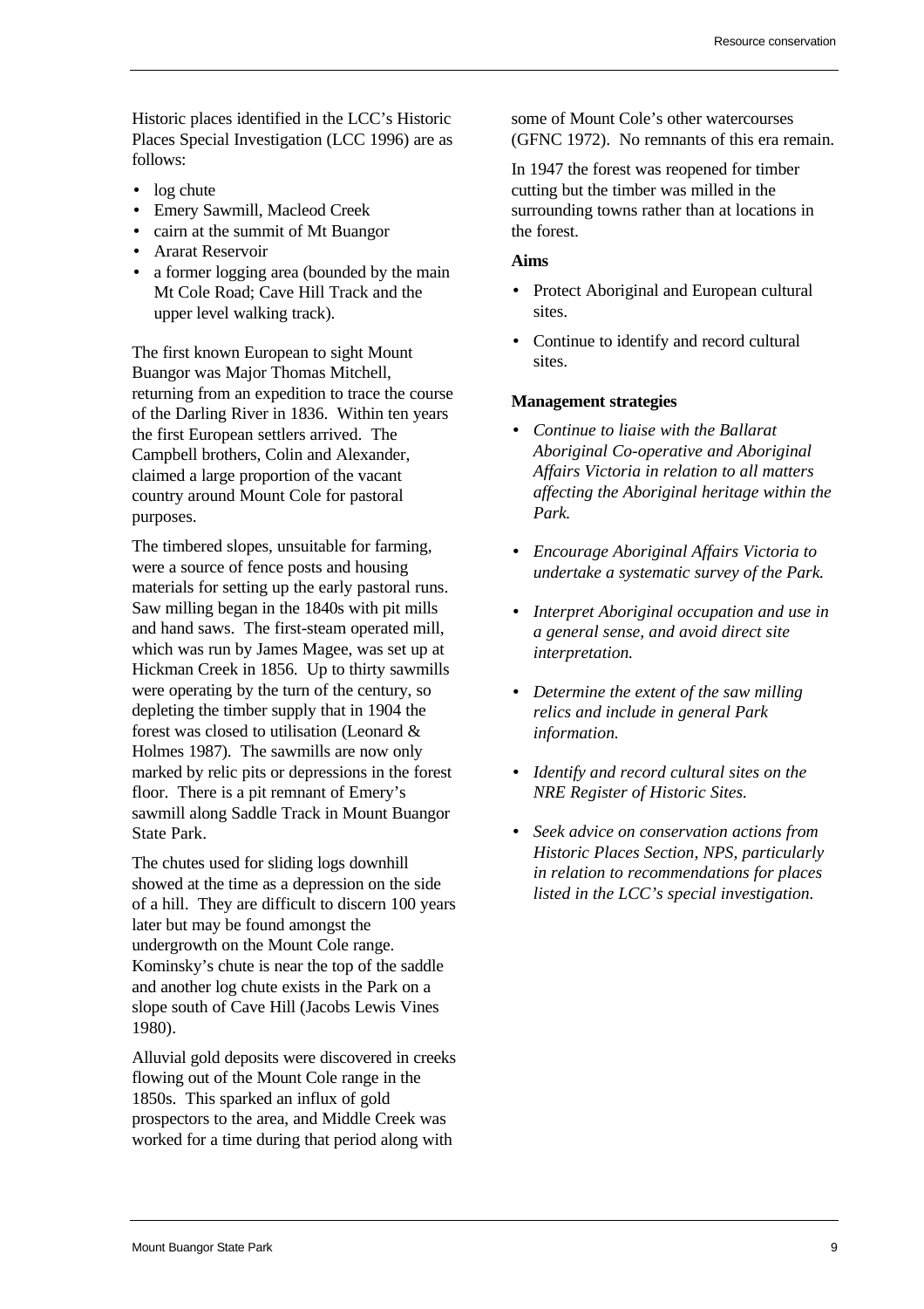Historic places identified in the LCC's Historic Places Special Investigation (LCC 1996) are as follows:

- log chute
- Emery Sawmill, Macleod Creek
- cairn at the summit of Mt Buangor
- Ararat Reservoir
- a former logging area (bounded by the main Mt Cole Road; Cave Hill Track and the upper level walking track).

The first known European to sight Mount Buangor was Major Thomas Mitchell, returning from an expedition to trace the course of the Darling River in 1836. Within ten years the first European settlers arrived. The Campbell brothers, Colin and Alexander, claimed a large proportion of the vacant country around Mount Cole for pastoral purposes.

The timbered slopes, unsuitable for farming, were a source of fence posts and housing materials for setting up the early pastoral runs. Saw milling began in the 1840s with pit mills and hand saws. The first-steam operated mill, which was run by James Magee, was set up at Hickman Creek in 1856. Up to thirty sawmills were operating by the turn of the century, so depleting the timber supply that in 1904 the forest was closed to utilisation (Leonard & Holmes 1987). The sawmills are now only marked by relic pits or depressions in the forest floor. There is a pit remnant of Emery's sawmill along Saddle Track in Mount Buangor State Park.

The chutes used for sliding logs downhill showed at the time as a depression on the side of a hill. They are difficult to discern 100 years later but may be found amongst the undergrowth on the Mount Cole range. Kominsky's chute is near the top of the saddle and another log chute exists in the Park on a slope south of Cave Hill (Jacobs Lewis Vines 1980).

Alluvial gold deposits were discovered in creeks flowing out of the Mount Cole range in the 1850s. This sparked an influx of gold prospectors to the area, and Middle Creek was worked for a time during that period along with some of Mount Cole's other watercourses (GFNC 1972). No remnants of this era remain.

In 1947 the forest was reopened for timber cutting but the timber was milled in the surrounding towns rather than at locations in the forest.

**Aims**

- Protect Aboriginal and European cultural sites.
- Continue to identify and record cultural sites.

**Management strategies**

- *Continue to liaise with the Ballarat Aboriginal Co-operative and Aboriginal Affairs Victoria in relation to all matters affecting the Aboriginal heritage within the Park.*
- *Encourage Aboriginal Affairs Victoria to undertake a systematic survey of the Park.*
- *Interpret Aboriginal occupation and use in a general sense, and avoid direct site interpretation.*
- *Determine the extent of the saw milling relics and include in general Park information.*
- *Identify and record cultural sites on the NRE Register of Historic Sites.*
- *Seek advice on conservation actions from Historic Places Section, NPS, particularly in relation to recommendations for places listed in the LCC's special investigation.*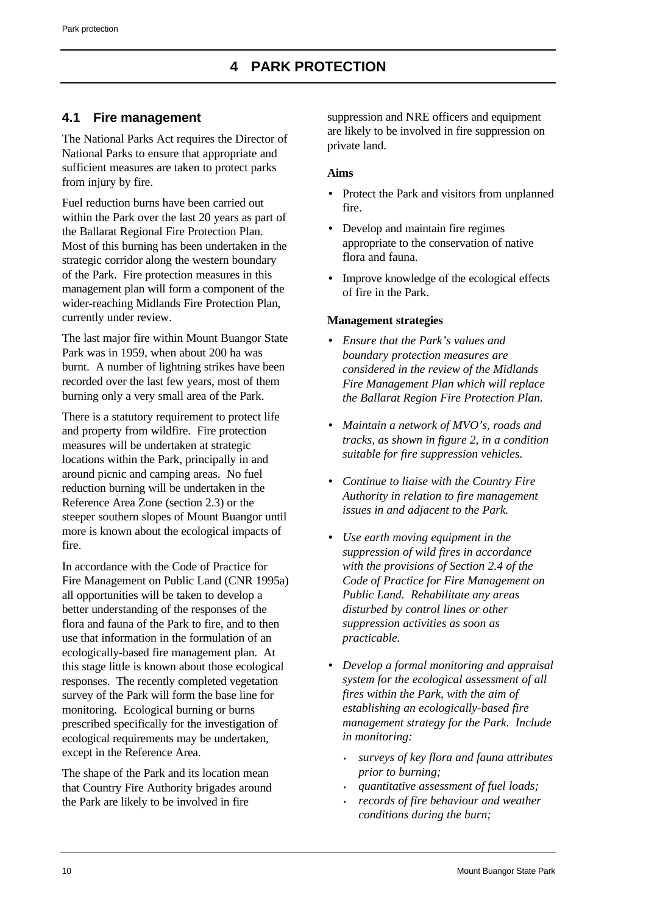# 4 PARK PROTECTION

## 4.1 Fire management

The National Parks Act requires the Director of National Parks to ensure that appropriate and sufficient measures are taken to protect parks from injury by fire.

Fuel reduction burns have been carried out within the Park over the last 20 years as part of the Ballarat Regional Fire Protection Plan. Most of this burning has been undertaken in the strategic corridor along the western boundary of the Park. Fire protection measures in this management plan will form a component of the wider-reaching Midlands Fire Protection Plan, currently under review.

The last major fire within Mount Buangor State Park was in 1959, when about 200 ha was burnt. A number of lightning strikes have been recorded over the last few years, most of them burning only a very small area of the Park.

There is a statutory requirement to protect life and property from wildfire. Fire protection measures will be undertaken at strategic locations within the Park, principally in and around picnic and camping areas. No fuel reduction burning will be undertaken in the Reference Area Zone (section 2.3) or the steeper southern slopes of Mount Buangor until more is known about the ecological impacts of fire.

In accordance with the Code of Practice for Fire Management on Public Land (CNR 1995a) all opportunities will be taken to develop a better understanding of the responses of the flora and fauna of the Park to fire, and to then use that information in the formulation of an ecologically-based fire management plan. At this stage little is known about those ecological responses. The recently completed vegetation survey of the Park will form the base line for monitoring. Ecological burning or burns prescribed specifically for the investigation of ecological requirements may be undertaken, except in the Reference Area.

The shape of the Park and its location mean that Country Fire Authority brigades around the Park are likely to be involved in fire suppression and NRE officers and equipment are likely to be involved in fire suppression on private land.

**Aims**

- Protect the Park and visitors from unplanned fire.
- Develop and maintain fire regimes appropriate to the conservation of native flora and fauna.
- Improve knowledge of the ecological effects of fire in the Park.

**Management strategies**

- *Ensure that the Park's values and boundary protection measures are considered in the review of the Midlands Fire Management Plan which will replace the Ballarat Region Fire Protection Plan.*
- *Maintain a network of MVO's, roads and tracks, as shown in figure 2, in a condition suitable for fire suppression vehicles.*
- *Continue to liaise with the Country Fire Authority in relation to fire management issues in and adjacent to the Park.*
- *Use earth moving equipment in the suppression of wild fires in accordance with the provisions of Section 2.4 of the Code of Practice for Fire Management on Public Land. Rehabilitate any areas disturbed by control lines or other suppression activities as soon as practicable.*
- *Develop a formal monitoring and appraisal system for the ecological assessment of all fires within the Park, with the aim of establishing an ecologically-based fire management strategy for the Park. Include in monitoring:*
  - *surveys of key flora and fauna attributes prior to burning;*
  - *quantitative assessment of fuel loads;*
  - *records of fire behaviour and weather conditions during the burn;*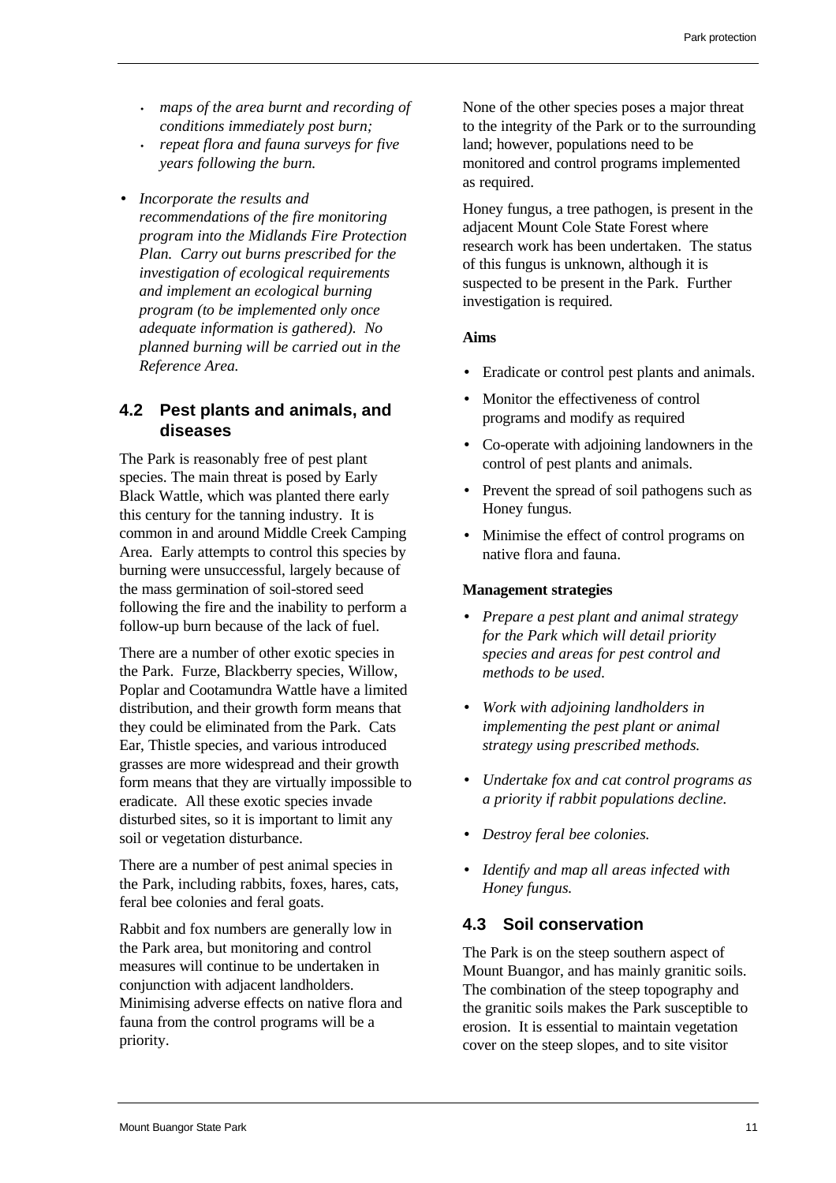- *maps of the area burnt and recording of conditions immediately post burn;*
- *repeat flora and fauna surveys for five years following the burn.*

- *Incorporate the results and recommendations of the fire monitoring program into the Midlands Fire Protection Plan. Carry out burns prescribed for the investigation of ecological requirements and implement an ecological burning program (to be implemented only once adequate information is gathered). No planned burning will be carried out in the Reference Area.*

## 4.2 Pest plants and animals, and diseases

The Park is reasonably free of pest plant species. The main threat is posed by Early Black Wattle, which was planted there early this century for the tanning industry. It is common in and around Middle Creek Camping Area. Early attempts to control this species by burning were unsuccessful, largely because of the mass germination of soil-stored seed following the fire and the inability to perform a follow-up burn because of the lack of fuel.

There are a number of other exotic species in the Park. Furze, Blackberry species, Willow, Poplar and Cootamundra Wattle have a limited distribution, and their growth form means that they could be eliminated from the Park. Cats Ear, Thistle species, and various introduced grasses are more widespread and their growth form means that they are virtually impossible to eradicate. All these exotic species invade disturbed sites, so it is important to limit any soil or vegetation disturbance.

There are a number of pest animal species in the Park, including rabbits, foxes, hares, cats, feral bee colonies and feral goats.

Rabbit and fox numbers are generally low in the Park area, but monitoring and control measures will continue to be undertaken in conjunction with adjacent landholders. Minimising adverse effects on native flora and fauna from the control programs will be a priority.

None of the other species poses a major threat to the integrity of the Park or to the surrounding land; however, populations need to be monitored and control programs implemented as required.

Honey fungus, a tree pathogen, is present in the adjacent Mount Cole State Forest where research work has been undertaken. The status of this fungus is unknown, although it is suspected to be present in the Park. Further investigation is required.

**Aims**

- Eradicate or control pest plants and animals.
- Monitor the effectiveness of control programs and modify as required
- Co-operate with adjoining landowners in the control of pest plants and animals.
- Prevent the spread of soil pathogens such as Honey fungus.
- Minimise the effect of control programs on native flora and fauna.

**Management strategies**

- *Prepare a pest plant and animal strategy for the Park which will detail priority species and areas for pest control and methods to be used.*
- *Work with adjoining landholders in implementing the pest plant or animal strategy using prescribed methods.*
- *Undertake fox and cat control programs as a priority if rabbit populations decline.*
- *Destroy feral bee colonies.*
- *Identify and map all areas infected with Honey fungus.*

## 4.3 Soil conservation

The Park is on the steep southern aspect of Mount Buangor, and has mainly granitic soils. The combination of the steep topography and the granitic soils makes the Park susceptible to erosion. It is essential to maintain vegetation cover on the steep slopes, and to site visitor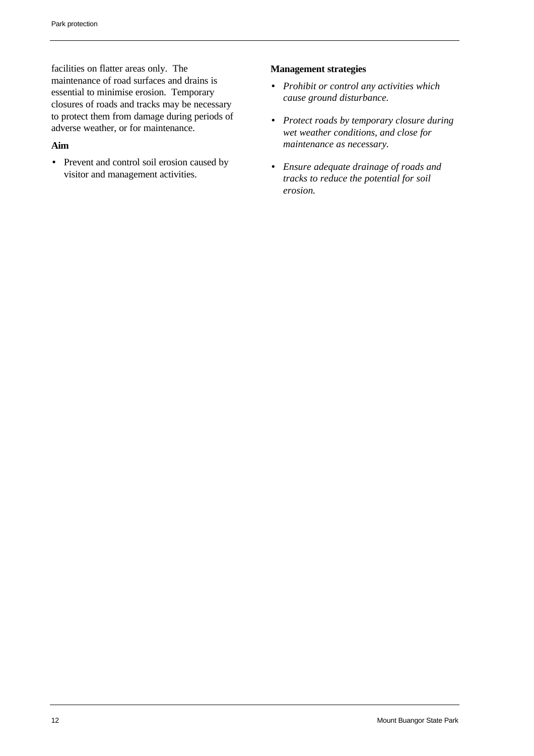facilities on flatter areas only. The maintenance of road surfaces and drains is essential to minimise erosion. Temporary closures of roads and tracks may be necessary to protect them from damage during periods of adverse weather, or for maintenance.

**Aim**

- Prevent and control soil erosion caused by visitor and management activities.

**Management strategies**

- *Prohibit or control any activities which cause ground disturbance.*
- *Protect roads by temporary closure during wet weather conditions, and close for maintenance as necessary.*
- *Ensure adequate drainage of roads and tracks to reduce the potential for soil erosion.*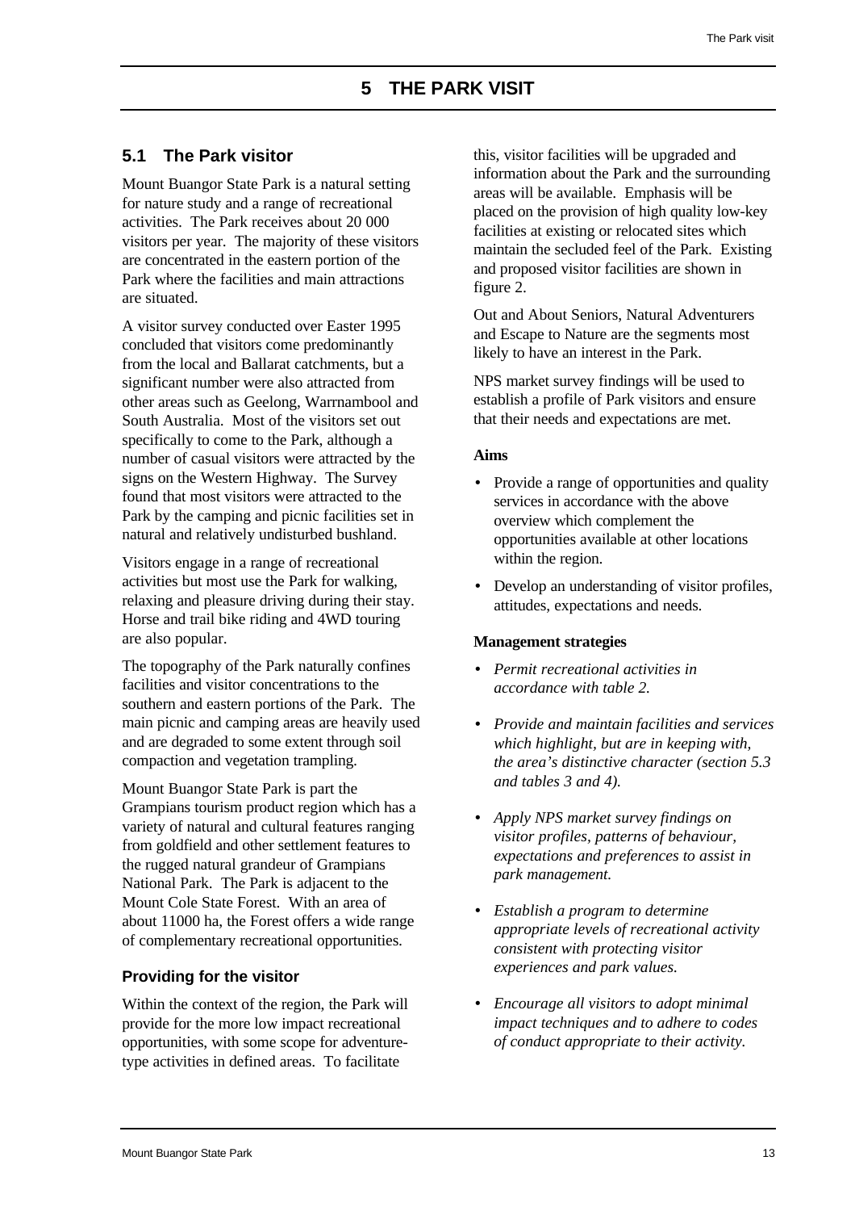# 5 THE PARK VISIT

## 5.1 The Park visitor

Mount Buangor State Park is a natural setting for nature study and a range of recreational activities. The Park receives about 20 000 visitors per year. The majority of these visitors are concentrated in the eastern portion of the Park where the facilities and main attractions are situated.

A visitor survey conducted over Easter 1995 concluded that visitors come predominantly from the local and Ballarat catchments, but a significant number were also attracted from other areas such as Geelong, Warrnambool and South Australia. Most of the visitors set out specifically to come to the Park, although a number of casual visitors were attracted by the signs on the Western Highway. The Survey found that most visitors were attracted to the Park by the camping and picnic facilities set in natural and relatively undisturbed bushland.

Visitors engage in a range of recreational activities but most use the Park for walking, relaxing and pleasure driving during their stay. Horse and trail bike riding and 4WD touring are also popular.

The topography of the Park naturally confines facilities and visitor concentrations to the southern and eastern portions of the Park. The main picnic and camping areas are heavily used and are degraded to some extent through soil compaction and vegetation trampling.

Mount Buangor State Park is part the Grampians tourism product region which has a variety of natural and cultural features ranging from goldfield and other settlement features to the rugged natural grandeur of Grampians National Park. The Park is adjacent to the Mount Cole State Forest. With an area of about 11000 ha, the Forest offers a wide range of complementary recreational opportunities.

### Providing for the visitor

Within the context of the region, the Park will provide for the more low impact recreational opportunities, with some scope for adventure-type activities in defined areas. To facilitate this, visitor facilities will be upgraded and information about the Park and the surrounding areas will be available. Emphasis will be placed on the provision of high quality low-key facilities at existing or relocated sites which maintain the secluded feel of the Park. Existing and proposed visitor facilities are shown in figure 2.

Out and About Seniors, Natural Adventurers and Escape to Nature are the segments most likely to have an interest in the Park.

NPS market survey findings will be used to establish a profile of Park visitors and ensure that their needs and expectations are met.

**Aims**

- Provide a range of opportunities and quality services in accordance with the above overview which complement the opportunities available at other locations within the region.
- Develop an understanding of visitor profiles, attitudes, expectations and needs.

**Management strategies**

- *Permit recreational activities in accordance with table 2.*
- *Provide and maintain facilities and services which highlight, but are in keeping with, the area's distinctive character (section 5.3 and tables 3 and 4).*
- *Apply NPS market survey findings on visitor profiles, patterns of behaviour, expectations and preferences to assist in park management.*
- *Establish a program to determine appropriate levels of recreational activity consistent with protecting visitor experiences and park values.*
- *Encourage all visitors to adopt minimal impact techniques and to adhere to codes of conduct appropriate to their activity.*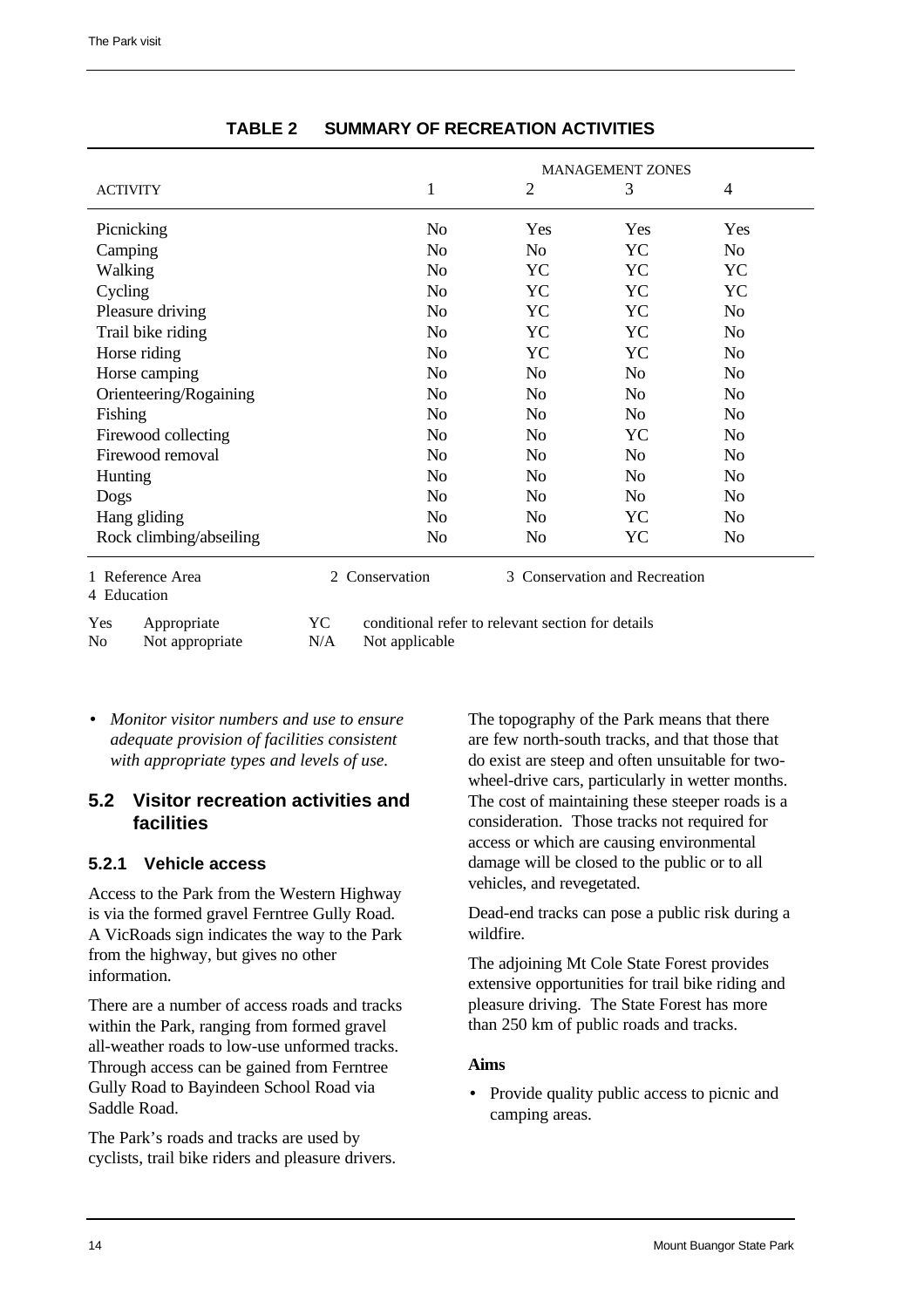**TABLE 2 SUMMARY OF RECREATION ACTIVITIES**

| ACTIVITY | MANAGEMENT ZONES 1 | 2 | 3 | 4 |
|---|---|---|---|---|
| Picnicking | No | Yes | Yes | Yes |
| Camping | No | No | YC | No |
| Walking | No | YC | YC | YC |
| Cycling | No | YC | YC | YC |
| Pleasure driving | No | YC | YC | No |
| Trail bike riding | No | YC | YC | No |
| Horse riding | No | YC | YC | No |
| Horse camping | No | No | No | No |
| Orienteering/Rogaining | No | No | No | No |
| Fishing | No | No | No | No |
| Firewood collecting | No | No | YC | No |
| Firewood removal | No | No | No | No |
| Hunting | No | No | No | No |
| Dogs | No | No | No | No |
| Hang gliding | No | No | YC | No |
| Rock climbing/abseiling | No | No | YC | No |

1 Reference Area 2 Conservation 3 Conservation and Recreation
4 Education

Yes Appropriate YC conditional refer to relevant section for details
No Not appropriate N/A Not applicable

- *Monitor visitor numbers and use to ensure adequate provision of facilities consistent with appropriate types and levels of use.*

## 5.2 Visitor recreation activities and facilities

### 5.2.1 Vehicle access

Access to the Park from the Western Highway is via the formed gravel Ferntree Gully Road. A VicRoads sign indicates the way to the Park from the highway, but gives no other information.

There are a number of access roads and tracks within the Park, ranging from formed gravel all-weather roads to low-use unformed tracks. Through access can be gained from Ferntree Gully Road to Bayindeen School Road via Saddle Road.

The Park's roads and tracks are used by cyclists, trail bike riders and pleasure drivers. The topography of the Park means that there are few north-south tracks, and that those that do exist are steep and often unsuitable for two-wheel-drive cars, particularly in wetter months. The cost of maintaining these steeper roads is a consideration. Those tracks not required for access or which are causing environmental damage will be closed to the public or to all vehicles, and revegetated.

Dead-end tracks can pose a public risk during a wildfire.

The adjoining Mt Cole State Forest provides extensive opportunities for trail bike riding and pleasure driving. The State Forest has more than 250 km of public roads and tracks.

**Aims**

- Provide quality public access to picnic and camping areas.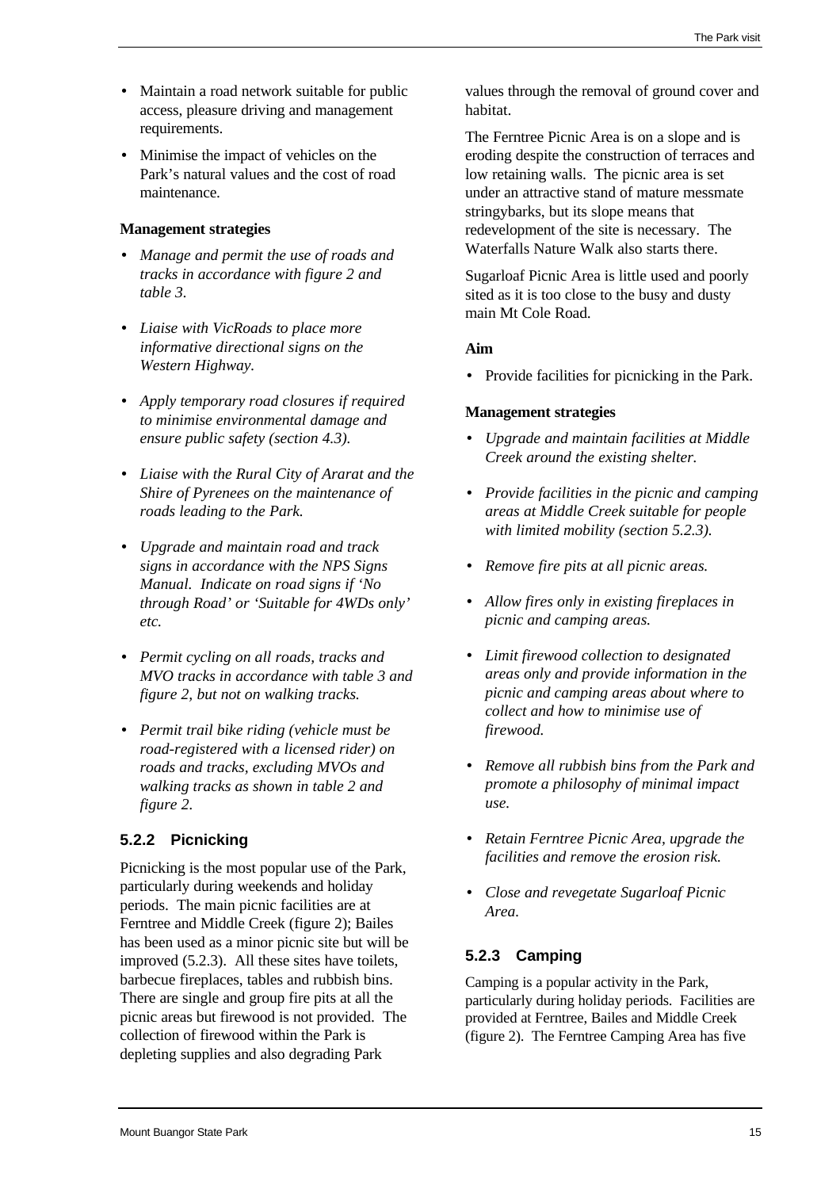- Maintain a road network suitable for public access, pleasure driving and management requirements.
- Minimise the impact of vehicles on the Park's natural values and the cost of road maintenance.

**Management strategies**

- *Manage and permit the use of roads and tracks in accordance with figure 2 and table 3.*
- *Liaise with VicRoads to place more informative directional signs on the Western Highway.*
- *Apply temporary road closures if required to minimise environmental damage and ensure public safety (section 4.3).*
- *Liaise with the Rural City of Ararat and the Shire of Pyrenees on the maintenance of roads leading to the Park.*
- *Upgrade and maintain road and track signs in accordance with the NPS Signs Manual. Indicate on road signs if 'No through Road' or 'Suitable for 4WDs only' etc.*
- *Permit cycling on all roads, tracks and MVO tracks in accordance with table 3 and figure 2, but not on walking tracks.*
- *Permit trail bike riding (vehicle must be road-registered with a licensed rider) on roads and tracks, excluding MVOs and walking tracks as shown in table 2 and figure 2.*

### 5.2.2 Picnicking

Picnicking is the most popular use of the Park, particularly during weekends and holiday periods. The main picnic facilities are at Ferntree and Middle Creek (figure 2); Bailes has been used as a minor picnic site but will be improved (5.2.3). All these sites have toilets, barbecue fireplaces, tables and rubbish bins. There are single and group fire pits at all the picnic areas but firewood is not provided. The collection of firewood within the Park is depleting supplies and also degrading Park values through the removal of ground cover and habitat.

The Ferntree Picnic Area is on a slope and is eroding despite the construction of terraces and low retaining walls. The picnic area is set under an attractive stand of mature messmate stringybarks, but its slope means that redevelopment of the site is necessary. The Waterfalls Nature Walk also starts there.

Sugarloaf Picnic Area is little used and poorly sited as it is too close to the busy and dusty main Mt Cole Road.

**Aim**

- Provide facilities for picnicking in the Park.

**Management strategies**

- *Upgrade and maintain facilities at Middle Creek around the existing shelter.*
- *Provide facilities in the picnic and camping areas at Middle Creek suitable for people with limited mobility (section 5.2.3).*
- *Remove fire pits at all picnic areas.*
- *Allow fires only in existing fireplaces in picnic and camping areas.*
- *Limit firewood collection to designated areas only and provide information in the picnic and camping areas about where to collect and how to minimise use of firewood.*
- *Remove all rubbish bins from the Park and promote a philosophy of minimal impact use.*
- *Retain Ferntree Picnic Area, upgrade the facilities and remove the erosion risk.*
- *Close and revegetate Sugarloaf Picnic Area.*

### 5.2.3 Camping

Camping is a popular activity in the Park, particularly during holiday periods. Facilities are provided at Ferntree, Bailes and Middle Creek (figure 2). The Ferntree Camping Area has five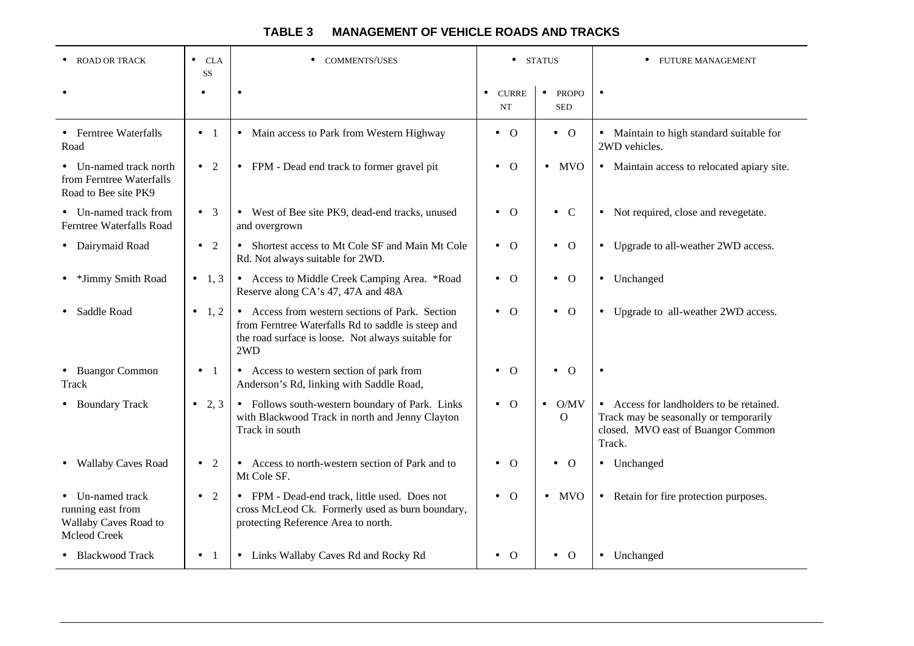# TABLE 3 MANAGEMENT OF VEHICLE ROADS AND TRACKS

| ROAD OR TRACK | CLASS | COMMENTS/USES | STATUS | | FUTURE MANAGEMENT |
|---|---|---|---|---|---|
| | | | CURRENT | PROPOSED | |
| Ferntree Waterfalls Road | 1 | Main access to Park from Western Highway | O | O | Maintain to high standard suitable for 2WD vehicles. |
| Un-named track north from Ferntree Waterfalls Road to Bee site PK9 | 2 | FPM - Dead end track to former gravel pit | O | MVO | Maintain access to relocated apiary site. |
| Un-named track from Ferntree Waterfalls Road | 3 | West of Bee site PK9, dead-end tracks, unused and overgrown | O | C | Not required, close and revegetate. |
| Dairymaid Road | 2 | Shortest access to Mt Cole SF and Main Mt Cole Rd. Not always suitable for 2WD. | O | O | Upgrade to all-weather 2WD access. |
| *Jimmy Smith Road | 1, 3 | Access to Middle Creek Camping Area. *Road Reserve along CA's 47, 47A and 48A | O | O | Unchanged |
| Saddle Road | 1, 2 | Access from western sections of Park. Section from Ferntree Waterfalls Rd to saddle is steep and the road surface is loose. Not always suitable for 2WD | O | O | Upgrade to all-weather 2WD access. |
| Buangor Common Track | 1 | Access to western section of park from Anderson's Rd, linking with Saddle Road, | O | O | |
| Boundary Track | 2, 3 | Follows south-western boundary of Park. Links with Blackwood Track in north and Jenny Clayton Track in south | O | O/MVO | Access for landholders to be retained. Track may be seasonally or temporarily closed. MVO east of Buangor Common Track. |
| Wallaby Caves Road | 2 | Access to north-western section of Park and to Mt Cole SF. | O | O | Unchanged |
| Un-named track running east from Wallaby Caves Road to Mcleod Creek | 2 | FPM - Dead-end track, little used. Does not cross McLeod Ck. Formerly used as burn boundary, protecting Reference Area to north. | O | MVO | Retain for fire protection purposes. |
| Blackwood Track | 1 | Links Wallaby Caves Rd and Rocky Rd | O | O | Unchanged |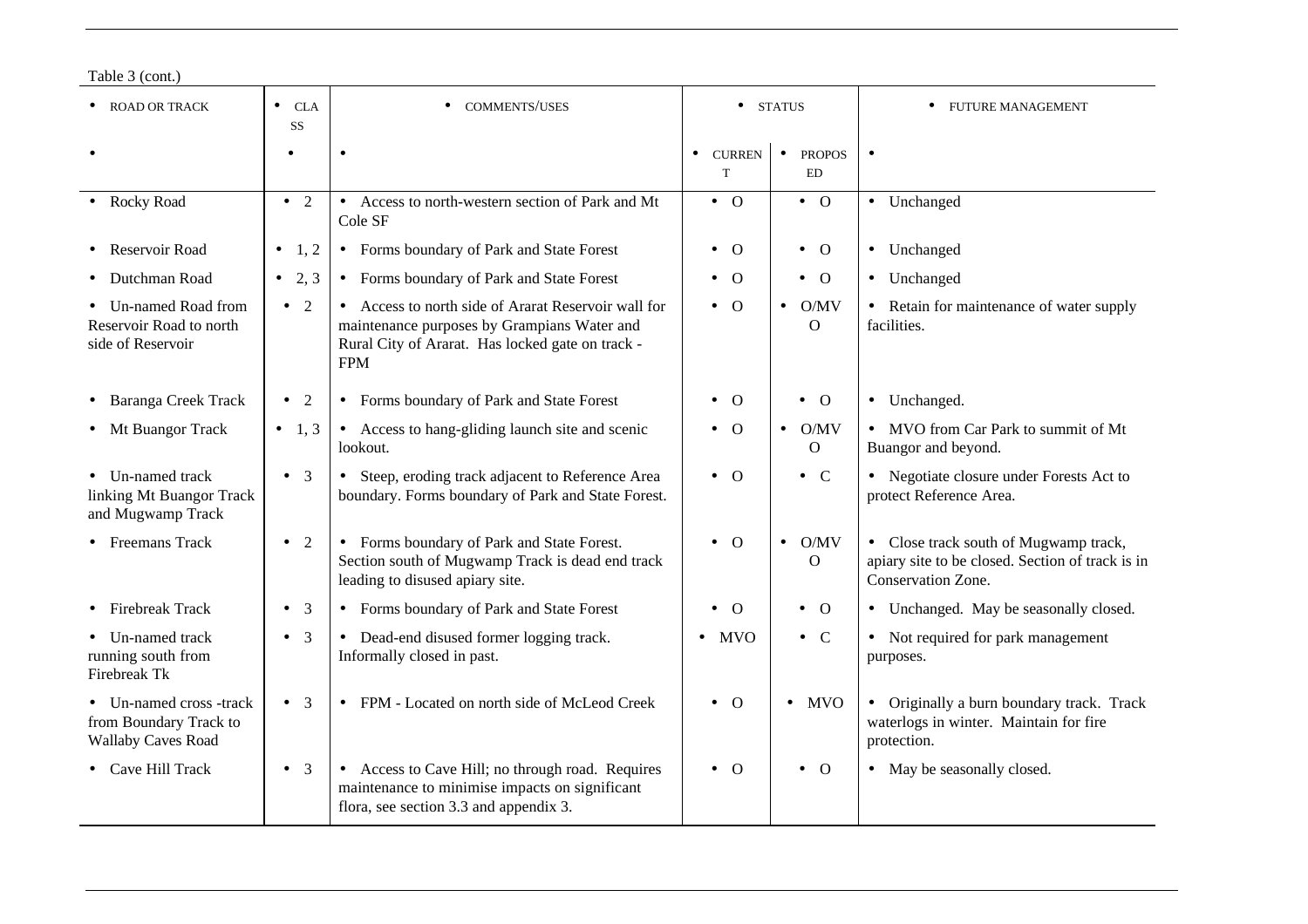Table 3 (cont.)

| ROAD OR TRACK | CLASS | COMMENTS/USES | STATUS | | FUTURE MANAGEMENT |
|---|---|---|---|---|---|
| | | | CURRENT | PROPOSED | |
| Rocky Road | 2 | Access to north-western section of Park and Mt Cole SF | O | O | Unchanged |
| Reservoir Road | 1, 2 | Forms boundary of Park and State Forest | O | O | Unchanged |
| Dutchman Road | 2, 3 | Forms boundary of Park and State Forest | O | O | Unchanged |
| Un-named Road from Reservoir Road to north side of Reservoir | 2 | Access to north side of Ararat Reservoir wall for maintenance purposes by Grampians Water and Rural City of Ararat. Has locked gate on track - FPM | O | O/MVO | Retain for maintenance of water supply facilities. |
| Baranga Creek Track | 2 | Forms boundary of Park and State Forest | O | O | Unchanged. |
| Mt Buangor Track | 1, 3 | Access to hang-gliding launch site and scenic lookout. | O | O/MVO | MVO from Car Park to summit of Mt Buangor and beyond. |
| Un-named track linking Mt Buangor Track and Mugwamp Track | 3 | Steep, eroding track adjacent to Reference Area boundary. Forms boundary of Park and State Forest. | O | C | Negotiate closure under Forests Act to protect Reference Area. |
| Freemans Track | 2 | Forms boundary of Park and State Forest. Section south of Mugwamp Track is dead end track leading to disused apiary site. | O | O/MVO | Close track south of Mugwamp track, apiary site to be closed. Section of track is in Conservation Zone. |
| Firebreak Track | 3 | Forms boundary of Park and State Forest | O | O | Unchanged. May be seasonally closed. |
| Un-named track running south from Firebreak Tk | 3 | Dead-end disused former logging track. Informally closed in past. | MVO | C | Not required for park management purposes. |
| Un-named cross -track from Boundary Track to Wallaby Caves Road | 3 | FPM - Located on north side of McLeod Creek | O | MVO | Originally a burn boundary track. Track waterlogs in winter. Maintain for fire protection. |
| Cave Hill Track | 3 | Access to Cave Hill; no through road. Requires maintenance to minimise impacts on significant flora, see section 3.3 and appendix 3. | O | O | May be seasonally closed. |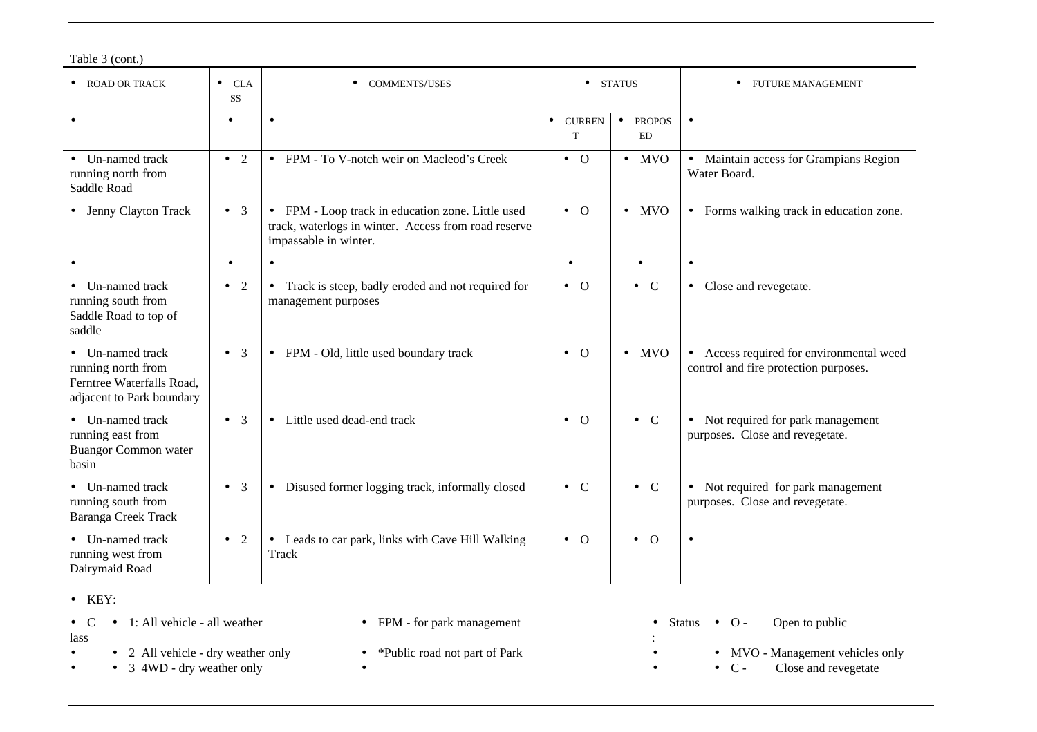Table 3 (cont.)

| ROAD OR TRACK | CLASS | COMMENTS/USES | STATUS | | FUTURE MANAGEMENT |
|---|---|---|---|---|---|
| | | | CURRENT | PROPOSED | |
| Un-named track running north from Saddle Road | 2 | FPM - To V-notch weir on Macleod's Creek | O | MVO | Maintain access for Grampians Region Water Board. |
| Jenny Clayton Track | 3 | FPM - Loop track in education zone. Little used track, waterlogs in winter. Access from road reserve impassable in winter. | O | MVO | Forms walking track in education zone. |
| | | | | | |
| Un-named track running south from Saddle Road to top of saddle | 2 | Track is steep, badly eroded and not required for management purposes | O | C | Close and revegetate. |
| Un-named track running north from Ferntree Waterfalls Road, adjacent to Park boundary | 3 | FPM - Old, little used boundary track | O | MVO | Access required for environmental weed control and fire protection purposes. |
| Un-named track running east from Buangor Common water basin | 3 | Little used dead-end track | O | C | Not required for park management purposes. Close and revegetate. |
| Un-named track running south from Baranga Creek Track | 3 | Disused former logging track, informally closed | C | C | Not required for park management purposes. Close and revegetate. |
| Un-named track running west from Dairymaid Road | 2 | Leads to car park, links with Cave Hill Walking Track | O | O | |

KEY:

| Class | | | Status | |
|---|---|---|---|---|
| | 1: All vehicle - all weather | FPM - for park management | | O - Open to public |
| | 2 All vehicle - dry weather only | *Public road not part of Park | | MVO - Management vehicles only |
| | 3 4WD - dry weather only | | | C - Close and revegetate |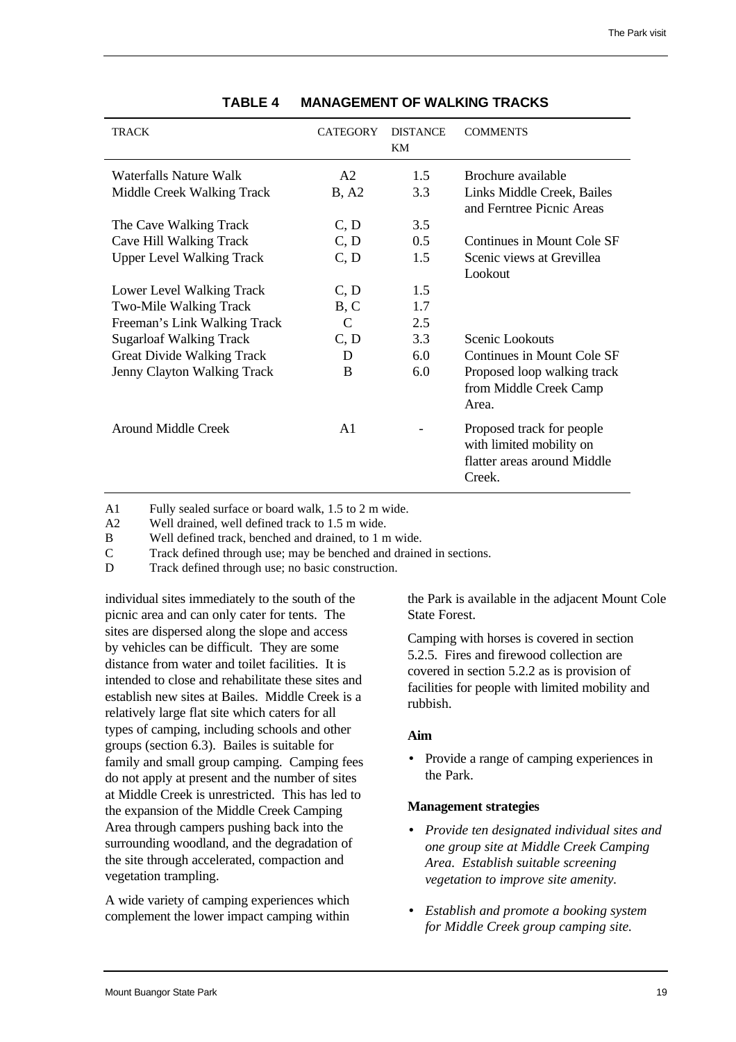## TABLE 4 MANAGEMENT OF WALKING TRACKS

| TRACK | CATEGORY | DISTANCE KM | COMMENTS |
|---|---|---|---|
| Waterfalls Nature Walk | A2 | 1.5 | Brochure available |
| Middle Creek Walking Track | B, A2 | 3.3 | Links Middle Creek, Bailes and Ferntree Picnic Areas |
| The Cave Walking Track | C, D | 3.5 | |
| Cave Hill Walking Track | C, D | 0.5 | Continues in Mount Cole SF |
| Upper Level Walking Track | C, D | 1.5 | Scenic views at Grevillea Lookout |
| Lower Level Walking Track | C, D | 1.5 | |
| Two-Mile Walking Track | B, C | 1.7 | |
| Freeman's Link Walking Track | C | 2.5 | |
| Sugarloaf Walking Track | C, D | 3.3 | Scenic Lookouts |
| Great Divide Walking Track | D | 6.0 | Continues in Mount Cole SF |
| Jenny Clayton Walking Track | B | 6.0 | Proposed loop walking track from Middle Creek Camp Area. |
| Around Middle Creek | A1 | - | Proposed track for people with limited mobility on flatter areas around Middle Creek. |

A1 Fully sealed surface or board walk, 1.5 to 2 m wide.
A2 Well drained, well defined track to 1.5 m wide.
B Well defined track, benched and drained, to 1 m wide.
C Track defined through use; may be benched and drained in sections.
D Track defined through use; no basic construction.

individual sites immediately to the south of the picnic area and can only cater for tents. The sites are dispersed along the slope and access by vehicles can be difficult. They are some distance from water and toilet facilities. It is intended to close and rehabilitate these sites and establish new sites at Bailes. Middle Creek is a relatively large flat site which caters for all types of camping, including schools and other groups (section 6.3). Bailes is suitable for family and small group camping. Camping fees do not apply at present and the number of sites at Middle Creek is unrestricted. This has led to the expansion of the Middle Creek Camping Area through campers pushing back into the surrounding woodland, and the degradation of the site through accelerated, compaction and vegetation trampling.

A wide variety of camping experiences which complement the lower impact camping within the Park is available in the adjacent Mount Cole State Forest.

Camping with horses is covered in section 5.2.5. Fires and firewood collection are covered in section 5.2.2 as is provision of facilities for people with limited mobility and rubbish.

**Aim**

- Provide a range of camping experiences in the Park.

**Management strategies**

- *Provide ten designated individual sites and one group site at Middle Creek Camping Area. Establish suitable screening vegetation to improve site amenity.*
- *Establish and promote a booking system for Middle Creek group camping site.*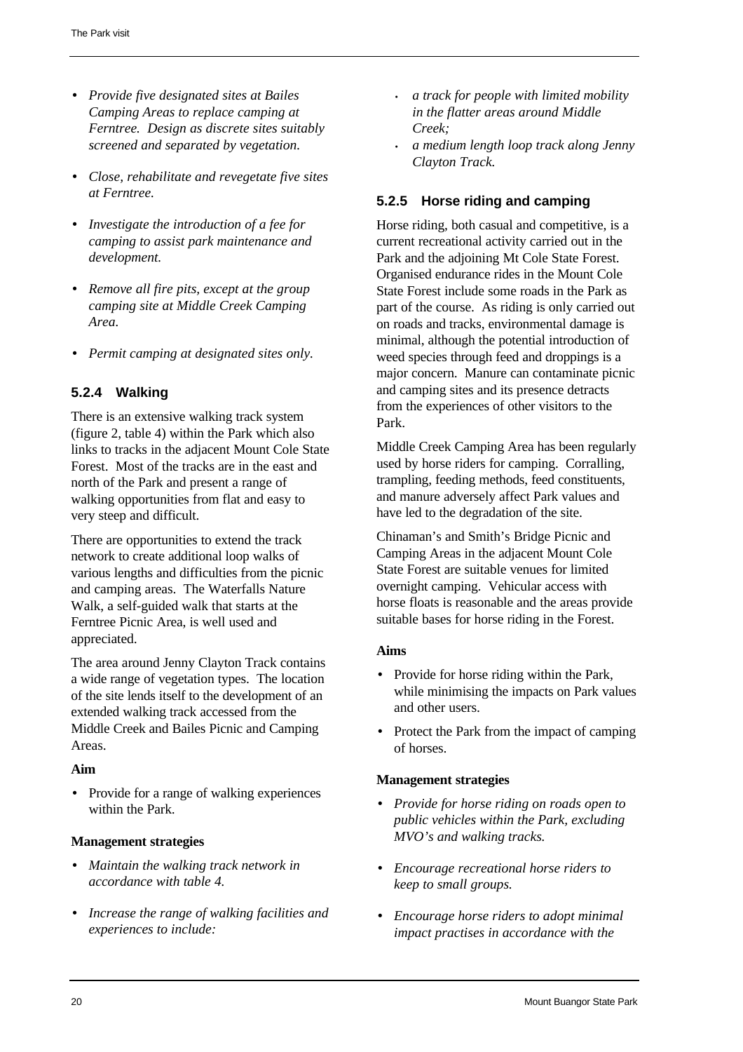- *Provide five designated sites at Bailes Camping Areas to replace camping at Ferntree. Design as discrete sites suitably screened and separated by vegetation.*

- *Close, rehabilitate and revegetate five sites at Ferntree.*

- *Investigate the introduction of a fee for camping to assist park maintenance and development.*

- *Remove all fire pits, except at the group camping site at Middle Creek Camping Area.*

- *Permit camping at designated sites only.*

### 5.2.4 Walking

There is an extensive walking track system (figure 2, table 4) within the Park which also links to tracks in the adjacent Mount Cole State Forest. Most of the tracks are in the east and north of the Park and present a range of walking opportunities from flat and easy to very steep and difficult.

There are opportunities to extend the track network to create additional loop walks of various lengths and difficulties from the picnic and camping areas. The Waterfalls Nature Walk, a self-guided walk that starts at the Ferntree Picnic Area, is well used and appreciated.

The area around Jenny Clayton Track contains a wide range of vegetation types. The location of the site lends itself to the development of an extended walking track accessed from the Middle Creek and Bailes Picnic and Camping Areas.

**Aim**

- Provide for a range of walking experiences within the Park.

**Management strategies**

- *Maintain the walking track network in accordance with table 4.*

- *Increase the range of walking facilities and experiences to include:*
  - *a track for people with limited mobility in the flatter areas around Middle Creek;*
  - *a medium length loop track along Jenny Clayton Track.*

### 5.2.5 Horse riding and camping

Horse riding, both casual and competitive, is a current recreational activity carried out in the Park and the adjoining Mt Cole State Forest. Organised endurance rides in the Mount Cole State Forest include some roads in the Park as part of the course. As riding is only carried out on roads and tracks, environmental damage is minimal, although the potential introduction of weed species through feed and droppings is a major concern. Manure can contaminate picnic and camping sites and its presence detracts from the experiences of other visitors to the Park.

Middle Creek Camping Area has been regularly used by horse riders for camping. Corralling, trampling, feeding methods, feed constituents, and manure adversely affect Park values and have led to the degradation of the site.

Chinaman's and Smith's Bridge Picnic and Camping Areas in the adjacent Mount Cole State Forest are suitable venues for limited overnight camping. Vehicular access with horse floats is reasonable and the areas provide suitable bases for horse riding in the Forest.

**Aims**

- Provide for horse riding within the Park, while minimising the impacts on Park values and other users.

- Protect the Park from the impact of camping of horses.

**Management strategies**

- *Provide for horse riding on roads open to public vehicles within the Park, excluding MVO's and walking tracks.*

- *Encourage recreational horse riders to keep to small groups.*

- *Encourage horse riders to adopt minimal impact practises in accordance with the*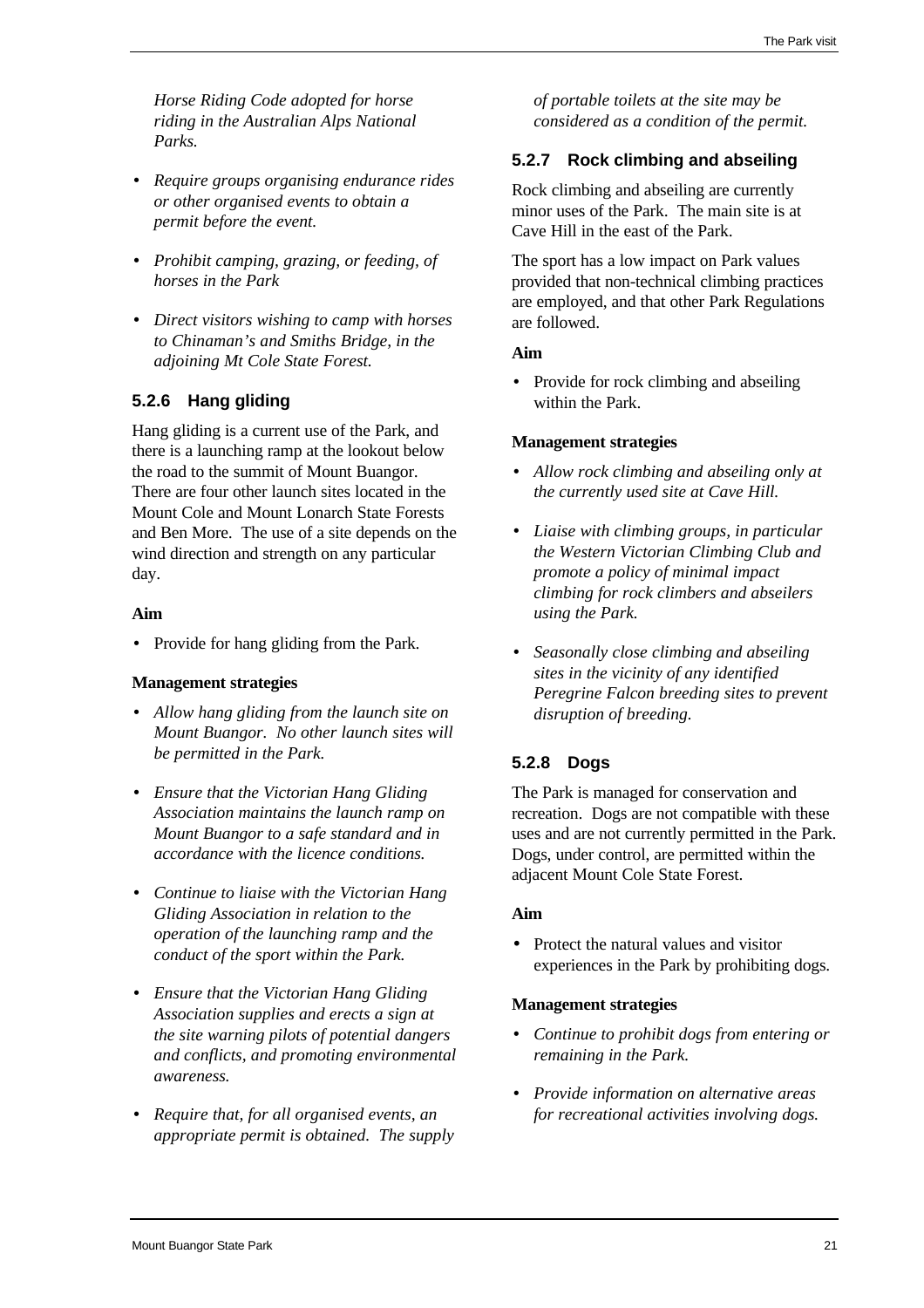*Horse Riding Code adopted for horse riding in the Australian Alps National Parks.*

- *Require groups organising endurance rides or other organised events to obtain a permit before the event.*
- *Prohibit camping, grazing, or feeding, of horses in the Park*
- *Direct visitors wishing to camp with horses to Chinaman's and Smiths Bridge, in the adjoining Mt Cole State Forest.*

### 5.2.6 Hang gliding

Hang gliding is a current use of the Park, and there is a launching ramp at the lookout below the road to the summit of Mount Buangor. There are four other launch sites located in the Mount Cole and Mount Lonarch State Forests and Ben More. The use of a site depends on the wind direction and strength on any particular day.

**Aim**

- Provide for hang gliding from the Park.

**Management strategies**

- *Allow hang gliding from the launch site on Mount Buangor. No other launch sites will be permitted in the Park.*
- *Ensure that the Victorian Hang Gliding Association maintains the launch ramp on Mount Buangor to a safe standard and in accordance with the licence conditions.*
- *Continue to liaise with the Victorian Hang Gliding Association in relation to the operation of the launching ramp and the conduct of the sport within the Park.*
- *Ensure that the Victorian Hang Gliding Association supplies and erects a sign at the site warning pilots of potential dangers and conflicts, and promoting environmental awareness.*
- *Require that, for all organised events, an appropriate permit is obtained. The supply of portable toilets at the site may be considered as a condition of the permit.*

### 5.2.7 Rock climbing and abseiling

Rock climbing and abseiling are currently minor uses of the Park. The main site is at Cave Hill in the east of the Park.

The sport has a low impact on Park values provided that non-technical climbing practices are employed, and that other Park Regulations are followed.

**Aim**

- Provide for rock climbing and abseiling within the Park.

**Management strategies**

- *Allow rock climbing and abseiling only at the currently used site at Cave Hill.*
- *Liaise with climbing groups, in particular the Western Victorian Climbing Club and promote a policy of minimal impact climbing for rock climbers and abseilers using the Park.*
- *Seasonally close climbing and abseiling sites in the vicinity of any identified Peregrine Falcon breeding sites to prevent disruption of breeding.*

### 5.2.8 Dogs

The Park is managed for conservation and recreation. Dogs are not compatible with these uses and are not currently permitted in the Park. Dogs, under control, are permitted within the adjacent Mount Cole State Forest.

**Aim**

- Protect the natural values and visitor experiences in the Park by prohibiting dogs.

**Management strategies**

- *Continue to prohibit dogs from entering or remaining in the Park.*
- *Provide information on alternative areas for recreational activities involving dogs.*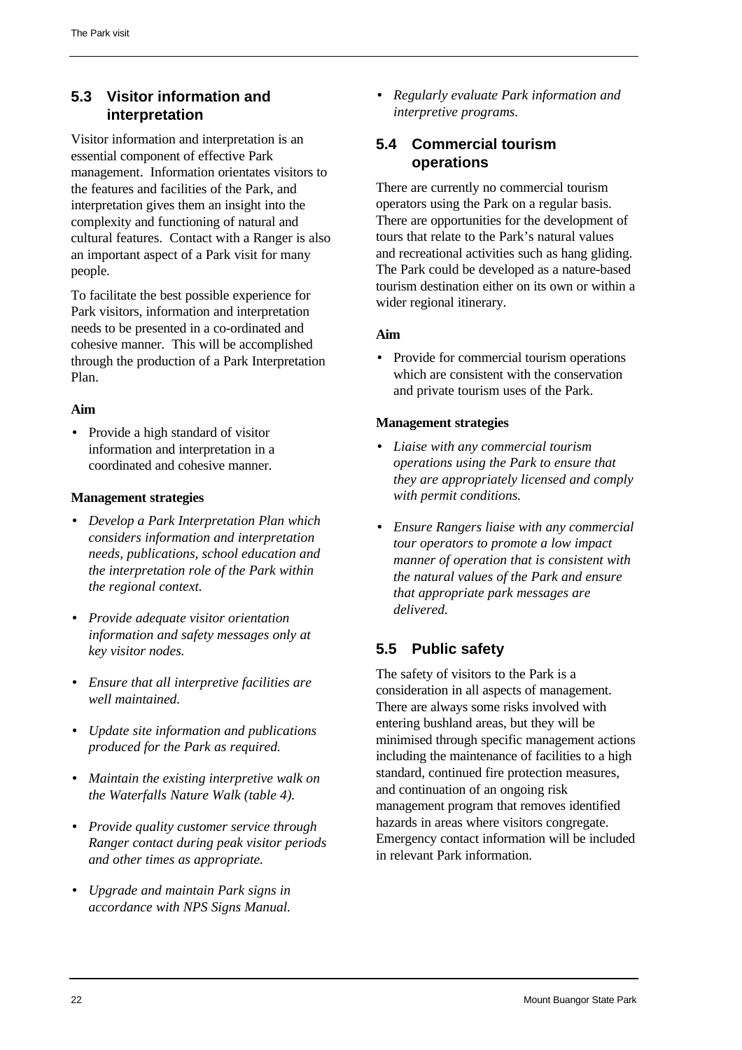## 5.3 Visitor information and interpretation

Visitor information and interpretation is an essential component of effective Park management. Information orientates visitors to the features and facilities of the Park, and interpretation gives them an insight into the complexity and functioning of natural and cultural features. Contact with a Ranger is also an important aspect of a Park visit for many people.

To facilitate the best possible experience for Park visitors, information and interpretation needs to be presented in a co-ordinated and cohesive manner. This will be accomplished through the production of a Park Interpretation Plan.

**Aim**

- Provide a high standard of visitor information and interpretation in a coordinated and cohesive manner.

**Management strategies**

- *Develop a Park Interpretation Plan which considers information and interpretation needs, publications, school education and the interpretation role of the Park within the regional context.*
- *Provide adequate visitor orientation information and safety messages only at key visitor nodes.*
- *Ensure that all interpretive facilities are well maintained.*
- *Update site information and publications produced for the Park as required.*
- *Maintain the existing interpretive walk on the Waterfalls Nature Walk (table 4).*
- *Provide quality customer service through Ranger contact during peak visitor periods and other times as appropriate.*
- *Upgrade and maintain Park signs in accordance with NPS Signs Manual.*
- *Regularly evaluate Park information and interpretive programs.*

## 5.4 Commercial tourism operations

There are currently no commercial tourism operators using the Park on a regular basis. There are opportunities for the development of tours that relate to the Park's natural values and recreational activities such as hang gliding. The Park could be developed as a nature-based tourism destination either on its own or within a wider regional itinerary.

**Aim**

- Provide for commercial tourism operations which are consistent with the conservation and private tourism uses of the Park.

**Management strategies**

- *Liaise with any commercial tourism operations using the Park to ensure that they are appropriately licensed and comply with permit conditions.*
- *Ensure Rangers liaise with any commercial tour operators to promote a low impact manner of operation that is consistent with the natural values of the Park and ensure that appropriate park messages are delivered.*

## 5.5 Public safety

The safety of visitors to the Park is a consideration in all aspects of management. There are always some risks involved with entering bushland areas, but they will be minimised through specific management actions including the maintenance of facilities to a high standard, continued fire protection measures, and continuation of an ongoing risk management program that removes identified hazards in areas where visitors congregate. Emergency contact information will be included in relevant Park information.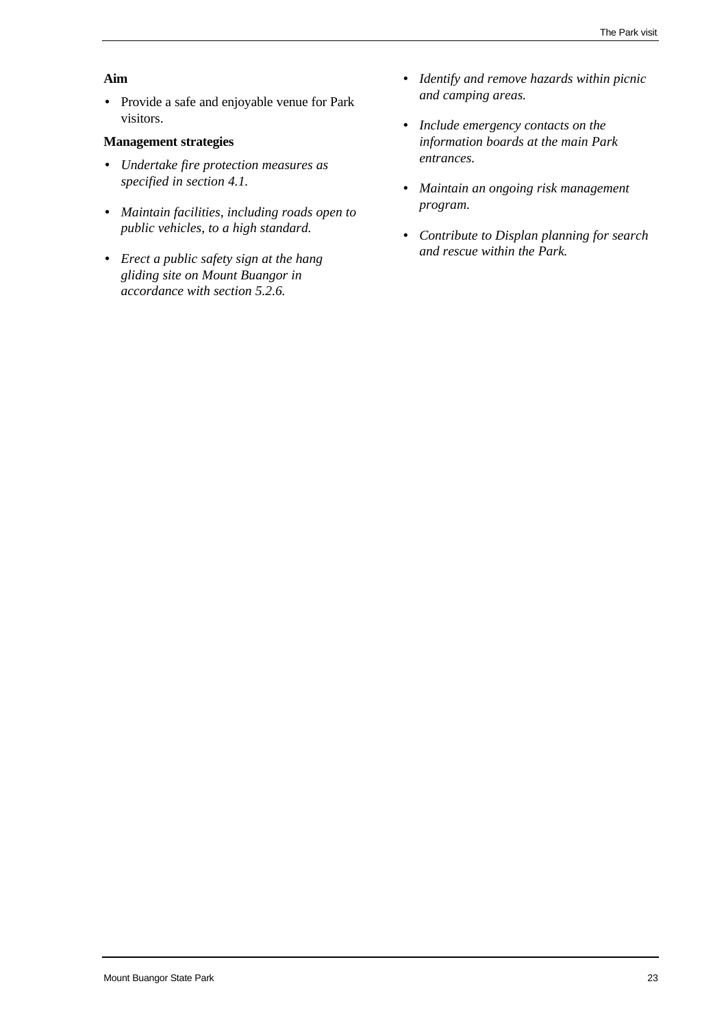**Aim**

- Provide a safe and enjoyable venue for Park visitors.

**Management strategies**

- *Undertake fire protection measures as specified in section 4.1.*
- *Maintain facilities, including roads open to public vehicles, to a high standard.*
- *Erect a public safety sign at the hang gliding site on Mount Buangor in accordance with section 5.2.6.*
- *Identify and remove hazards within picnic and camping areas.*
- *Include emergency contacts on the information boards at the main Park entrances.*
- *Maintain an ongoing risk management program.*
- *Contribute to Displan planning for search and rescue within the Park.*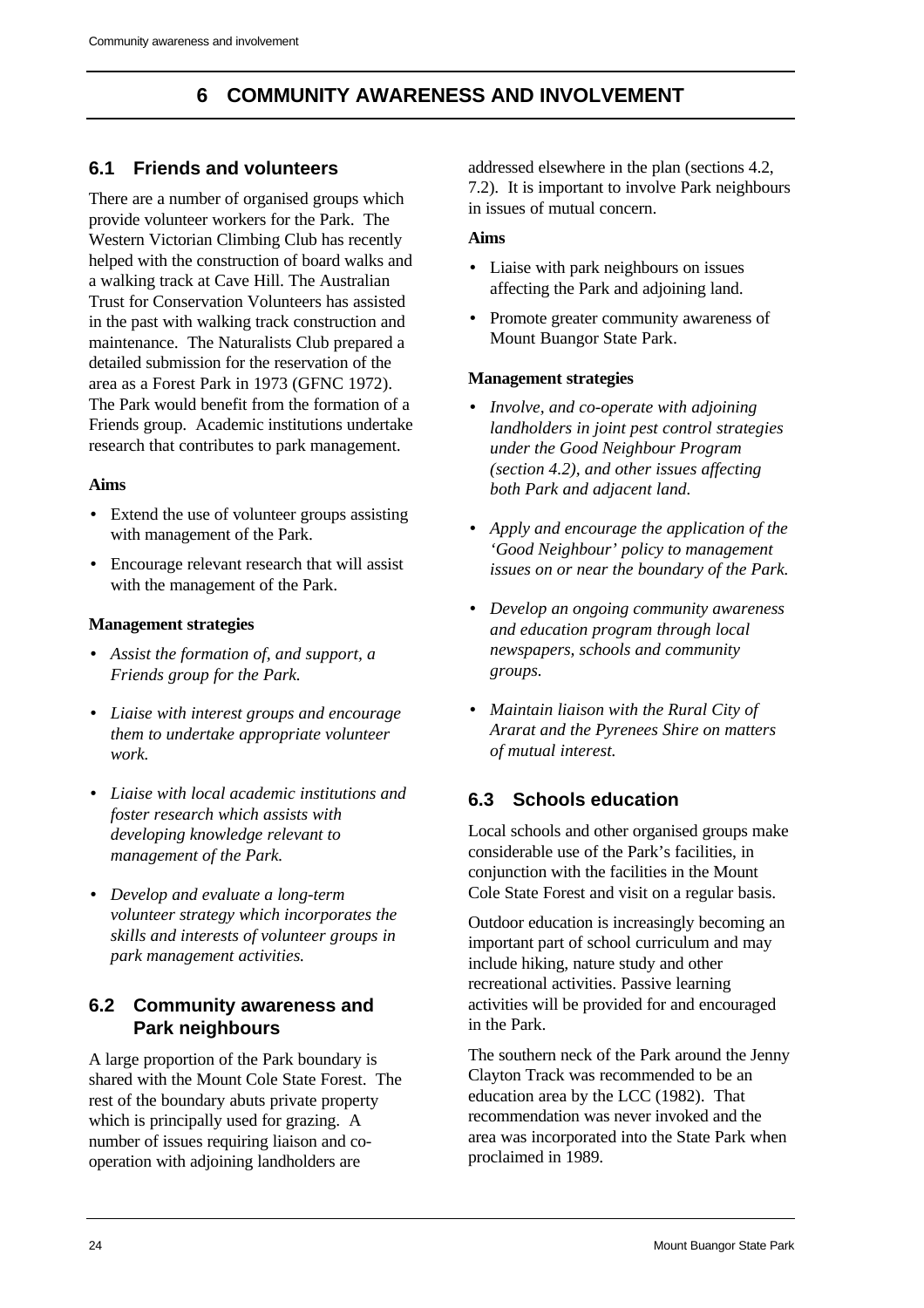# 6 COMMUNITY AWARENESS AND INVOLVEMENT

## 6.1 Friends and volunteers

There are a number of organised groups which provide volunteer workers for the Park. The Western Victorian Climbing Club has recently helped with the construction of board walks and a walking track at Cave Hill. The Australian Trust for Conservation Volunteers has assisted in the past with walking track construction and maintenance. The Naturalists Club prepared a detailed submission for the reservation of the area as a Forest Park in 1973 (GFNC 1972). The Park would benefit from the formation of a Friends group. Academic institutions undertake research that contributes to park management.

**Aims**

- Extend the use of volunteer groups assisting with management of the Park.
- Encourage relevant research that will assist with the management of the Park.

**Management strategies**

- *Assist the formation of, and support, a Friends group for the Park.*
- *Liaise with interest groups and encourage them to undertake appropriate volunteer work.*
- *Liaise with local academic institutions and foster research which assists with developing knowledge relevant to management of the Park.*
- *Develop and evaluate a long-term volunteer strategy which incorporates the skills and interests of volunteer groups in park management activities.*

## 6.2 Community awareness and Park neighbours

A large proportion of the Park boundary is shared with the Mount Cole State Forest. The rest of the boundary abuts private property which is principally used for grazing. A number of issues requiring liaison and co-operation with adjoining landholders are addressed elsewhere in the plan (sections 4.2, 7.2). It is important to involve Park neighbours in issues of mutual concern.

**Aims**

- Liaise with park neighbours on issues affecting the Park and adjoining land.
- Promote greater community awareness of Mount Buangor State Park.

**Management strategies**

- *Involve, and co-operate with adjoining landholders in joint pest control strategies under the Good Neighbour Program (section 4.2), and other issues affecting both Park and adjacent land.*
- *Apply and encourage the application of the 'Good Neighbour' policy to management issues on or near the boundary of the Park.*
- *Develop an ongoing community awareness and education program through local newspapers, schools and community groups.*
- *Maintain liaison with the Rural City of Ararat and the Pyrenees Shire on matters of mutual interest.*

## 6.3 Schools education

Local schools and other organised groups make considerable use of the Park's facilities, in conjunction with the facilities in the Mount Cole State Forest and visit on a regular basis.

Outdoor education is increasingly becoming an important part of school curriculum and may include hiking, nature study and other recreational activities. Passive learning activities will be provided for and encouraged in the Park.

The southern neck of the Park around the Jenny Clayton Track was recommended to be an education area by the LCC (1982). That recommendation was never invoked and the area was incorporated into the State Park when proclaimed in 1989.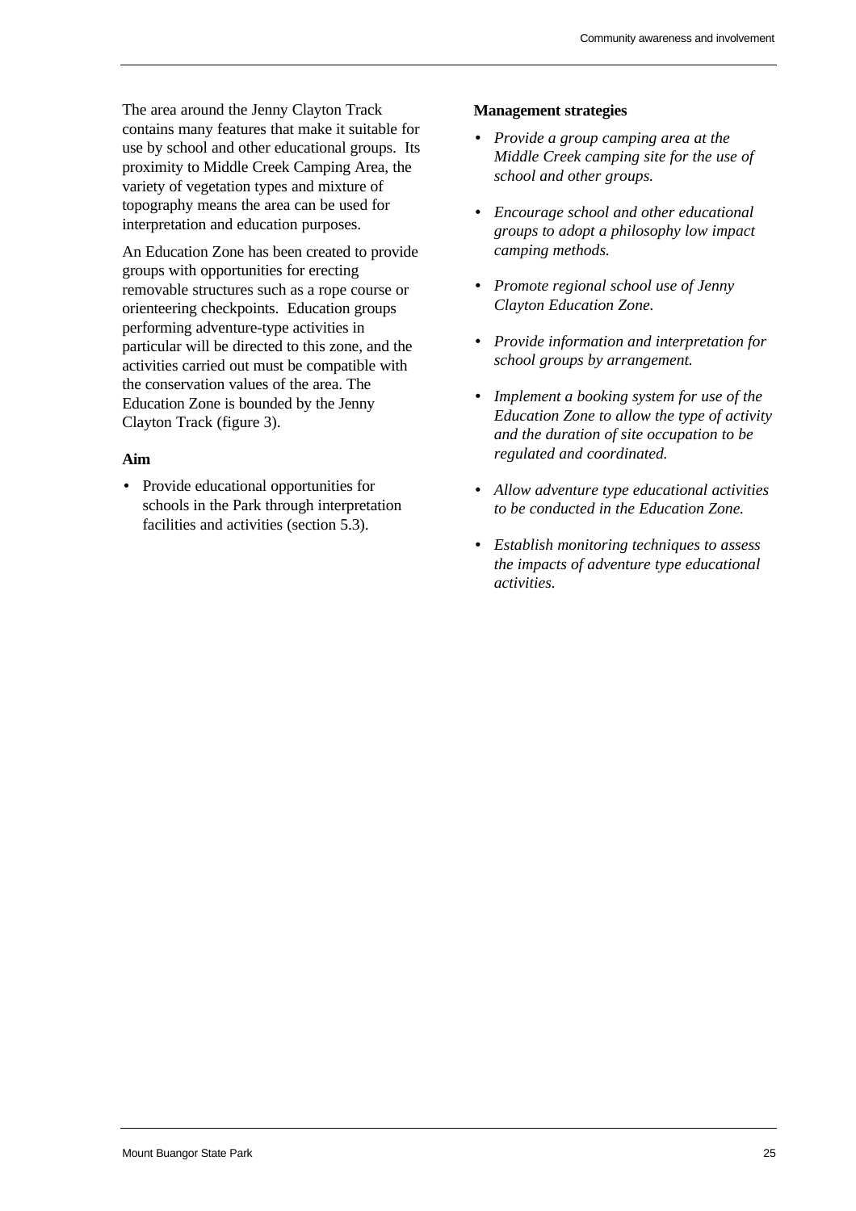The area around the Jenny Clayton Track contains many features that make it suitable for use by school and other educational groups. Its proximity to Middle Creek Camping Area, the variety of vegetation types and mixture of topography means the area can be used for interpretation and education purposes.

An Education Zone has been created to provide groups with opportunities for erecting removable structures such as a rope course or orienteering checkpoints. Education groups performing adventure-type activities in particular will be directed to this zone, and the activities carried out must be compatible with the conservation values of the area. The Education Zone is bounded by the Jenny Clayton Track (figure 3).

**Aim**

- Provide educational opportunities for schools in the Park through interpretation facilities and activities (section 5.3).

**Management strategies**

- *Provide a group camping area at the Middle Creek camping site for the use of school and other groups.*
- *Encourage school and other educational groups to adopt a philosophy low impact camping methods.*
- *Promote regional school use of Jenny Clayton Education Zone.*
- *Provide information and interpretation for school groups by arrangement.*
- *Implement a booking system for use of the Education Zone to allow the type of activity and the duration of site occupation to be regulated and coordinated.*
- *Allow adventure type educational activities to be conducted in the Education Zone.*
- *Establish monitoring techniques to assess the impacts of adventure type educational activities.*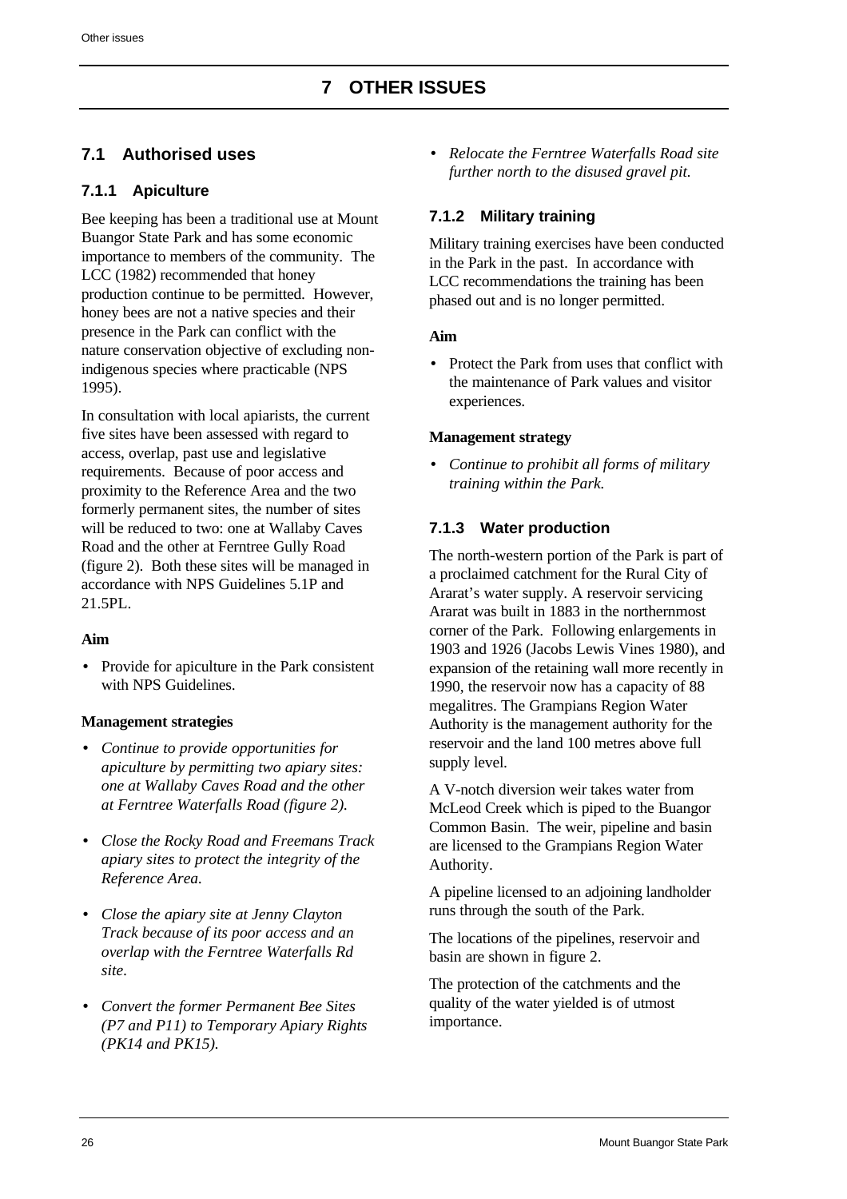# 7 OTHER ISSUES

## 7.1 Authorised uses

### 7.1.1 Apiculture

Bee keeping has been a traditional use at Mount Buangor State Park and has some economic importance to members of the community. The LCC (1982) recommended that honey production continue to be permitted. However, honey bees are not a native species and their presence in the Park can conflict with the nature conservation objective of excluding non-indigenous species where practicable (NPS 1995).

In consultation with local apiarists, the current five sites have been assessed with regard to access, overlap, past use and legislative requirements. Because of poor access and proximity to the Reference Area and the two formerly permanent sites, the number of sites will be reduced to two: one at Wallaby Caves Road and the other at Ferntree Gully Road (figure 2). Both these sites will be managed in accordance with NPS Guidelines 5.1P and 21.5PL.

**Aim**

- Provide for apiculture in the Park consistent with NPS Guidelines.

**Management strategies**

- *Continue to provide opportunities for apiculture by permitting two apiary sites: one at Wallaby Caves Road and the other at Ferntree Waterfalls Road (figure 2).*
- *Close the Rocky Road and Freemans Track apiary sites to protect the integrity of the Reference Area.*
- *Close the apiary site at Jenny Clayton Track because of its poor access and an overlap with the Ferntree Waterfalls Rd site.*
- *Convert the former Permanent Bee Sites (P7 and P11) to Temporary Apiary Rights (PK14 and PK15).*
- *Relocate the Ferntree Waterfalls Road site further north to the disused gravel pit.*

### 7.1.2 Military training

Military training exercises have been conducted in the Park in the past. In accordance with LCC recommendations the training has been phased out and is no longer permitted.

**Aim**

- Protect the Park from uses that conflict with the maintenance of Park values and visitor experiences.

**Management strategy**

- *Continue to prohibit all forms of military training within the Park.*

### 7.1.3 Water production

The north-western portion of the Park is part of a proclaimed catchment for the Rural City of Ararat's water supply. A reservoir servicing Ararat was built in 1883 in the northernmost corner of the Park. Following enlargements in 1903 and 1926 (Jacobs Lewis Vines 1980), and expansion of the retaining wall more recently in 1990, the reservoir now has a capacity of 88 megalitres. The Grampians Region Water Authority is the management authority for the reservoir and the land 100 metres above full supply level.

A V-notch diversion weir takes water from McLeod Creek which is piped to the Buangor Common Basin. The weir, pipeline and basin are licensed to the Grampians Region Water Authority.

A pipeline licensed to an adjoining landholder runs through the south of the Park.

The locations of the pipelines, reservoir and basin are shown in figure 2.

The protection of the catchments and the quality of the water yielded is of utmost importance.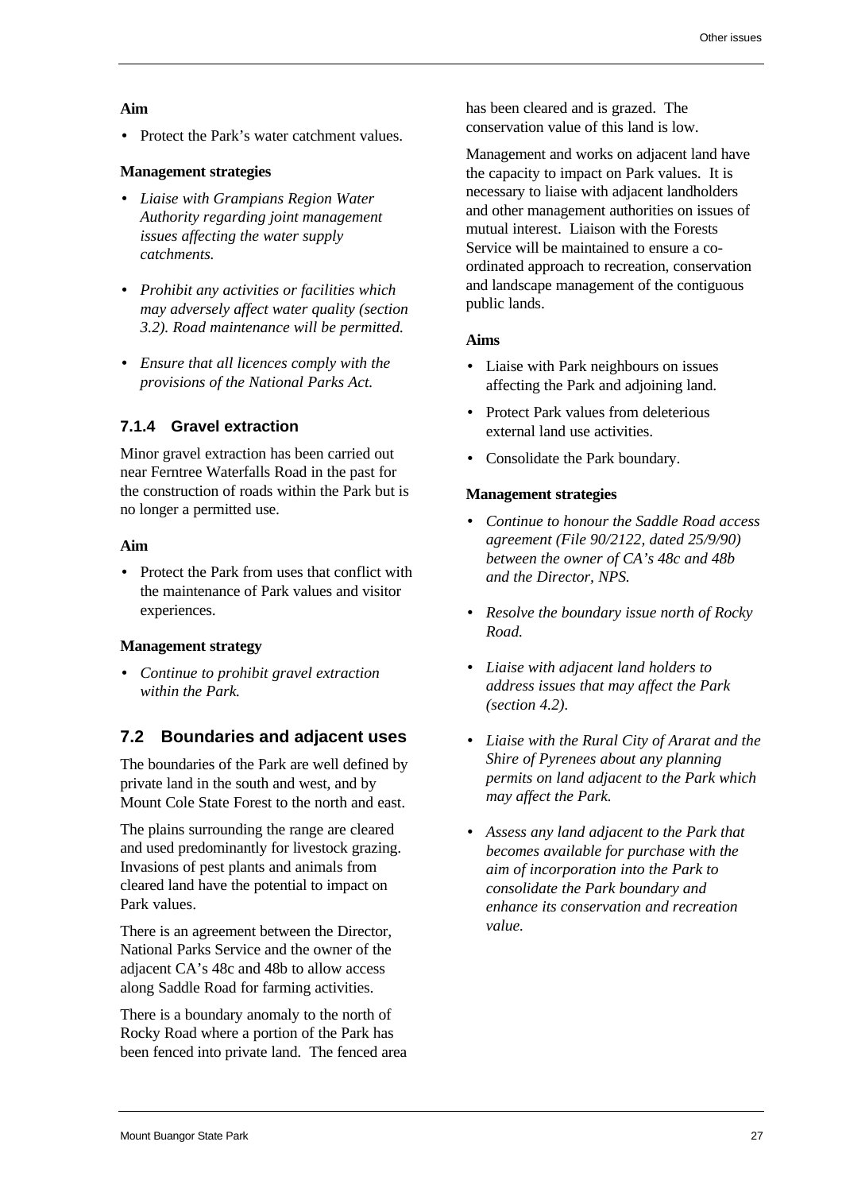**Aim**

- Protect the Park's water catchment values.

**Management strategies**

- *Liaise with Grampians Region Water Authority regarding joint management issues affecting the water supply catchments.*
- *Prohibit any activities or facilities which may adversely affect water quality (section 3.2). Road maintenance will be permitted.*
- *Ensure that all licences comply with the provisions of the National Parks Act.*

### 7.1.4 Gravel extraction

Minor gravel extraction has been carried out near Ferntree Waterfalls Road in the past for the construction of roads within the Park but is no longer a permitted use.

**Aim**

- Protect the Park from uses that conflict with the maintenance of Park values and visitor experiences.

**Management strategy**

- *Continue to prohibit gravel extraction within the Park.*

## 7.2 Boundaries and adjacent uses

The boundaries of the Park are well defined by private land in the south and west, and by Mount Cole State Forest to the north and east.

The plains surrounding the range are cleared and used predominantly for livestock grazing. Invasions of pest plants and animals from cleared land have the potential to impact on Park values.

There is an agreement between the Director, National Parks Service and the owner of the adjacent CA's 48c and 48b to allow access along Saddle Road for farming activities.

There is a boundary anomaly to the north of Rocky Road where a portion of the Park has been fenced into private land. The fenced area has been cleared and is grazed. The conservation value of this land is low.

Management and works on adjacent land have the capacity to impact on Park values. It is necessary to liaise with adjacent landholders and other management authorities on issues of mutual interest. Liaison with the Forests Service will be maintained to ensure a co-ordinated approach to recreation, conservation and landscape management of the contiguous public lands.

**Aims**

- Liaise with Park neighbours on issues affecting the Park and adjoining land.
- Protect Park values from deleterious external land use activities.
- Consolidate the Park boundary.

**Management strategies**

- *Continue to honour the Saddle Road access agreement (File 90/2122, dated 25/9/90) between the owner of CA's 48c and 48b and the Director, NPS.*
- *Resolve the boundary issue north of Rocky Road.*
- *Liaise with adjacent land holders to address issues that may affect the Park (section 4.2).*
- *Liaise with the Rural City of Ararat and the Shire of Pyrenees about any planning permits on land adjacent to the Park which may affect the Park.*
- *Assess any land adjacent to the Park that becomes available for purchase with the aim of incorporation into the Park to consolidate the Park boundary and enhance its conservation and recreation value.*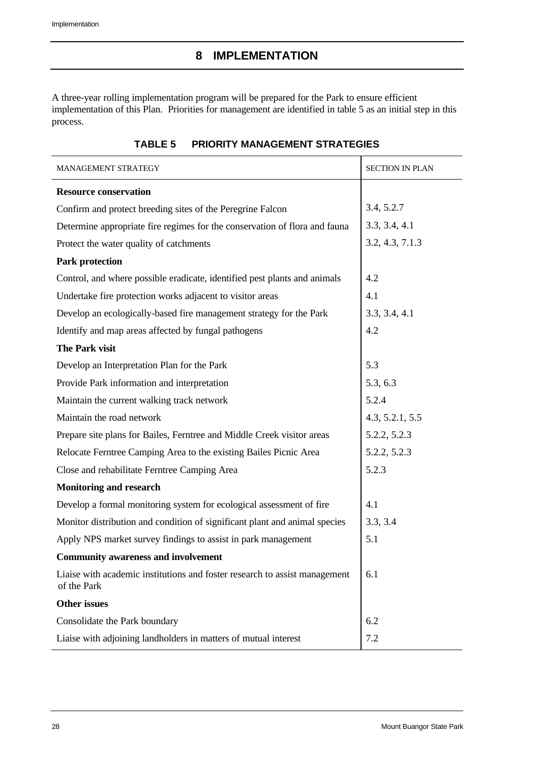# 8 IMPLEMENTATION

A three-year rolling implementation program will be prepared for the Park to ensure efficient implementation of this Plan. Priorities for management are identified in table 5 as an initial step in this process.

**TABLE 5 PRIORITY MANAGEMENT STRATEGIES**

| MANAGEMENT STRATEGY | SECTION IN PLAN |
| --- | --- |
| **Resource conservation** | |
| Confirm and protect breeding sites of the Peregrine Falcon | 3.4, 5.2.7 |
| Determine appropriate fire regimes for the conservation of flora and fauna | 3.3, 3.4, 4.1 |
| Protect the water quality of catchments | 3.2, 4.3, 7.1.3 |
| **Park protection** | |
| Control, and where possible eradicate, identified pest plants and animals | 4.2 |
| Undertake fire protection works adjacent to visitor areas | 4.1 |
| Develop an ecologically-based fire management strategy for the Park | 3.3, 3.4, 4.1 |
| Identify and map areas affected by fungal pathogens | 4.2 |
| **The Park visit** | |
| Develop an Interpretation Plan for the Park | 5.3 |
| Provide Park information and interpretation | 5.3, 6.3 |
| Maintain the current walking track network | 5.2.4 |
| Maintain the road network | 4.3, 5.2.1, 5.5 |
| Prepare site plans for Bailes, Ferntree and Middle Creek visitor areas | 5.2.2, 5.2.3 |
| Relocate Ferntree Camping Area to the existing Bailes Picnic Area | 5.2.2, 5.2.3 |
| Close and rehabilitate Ferntree Camping Area | 5.2.3 |
| **Monitoring and research** | |
| Develop a formal monitoring system for ecological assessment of fire | 4.1 |
| Monitor distribution and condition of significant plant and animal species | 3.3, 3.4 |
| Apply NPS market survey findings to assist in park management | 5.1 |
| **Community awareness and involvement** | |
| Liaise with academic institutions and foster research to assist management of the Park | 6.1 |
| **Other issues** | |
| Consolidate the Park boundary | 6.2 |
| Liaise with adjoining landholders in matters of mutual interest | 7.2 |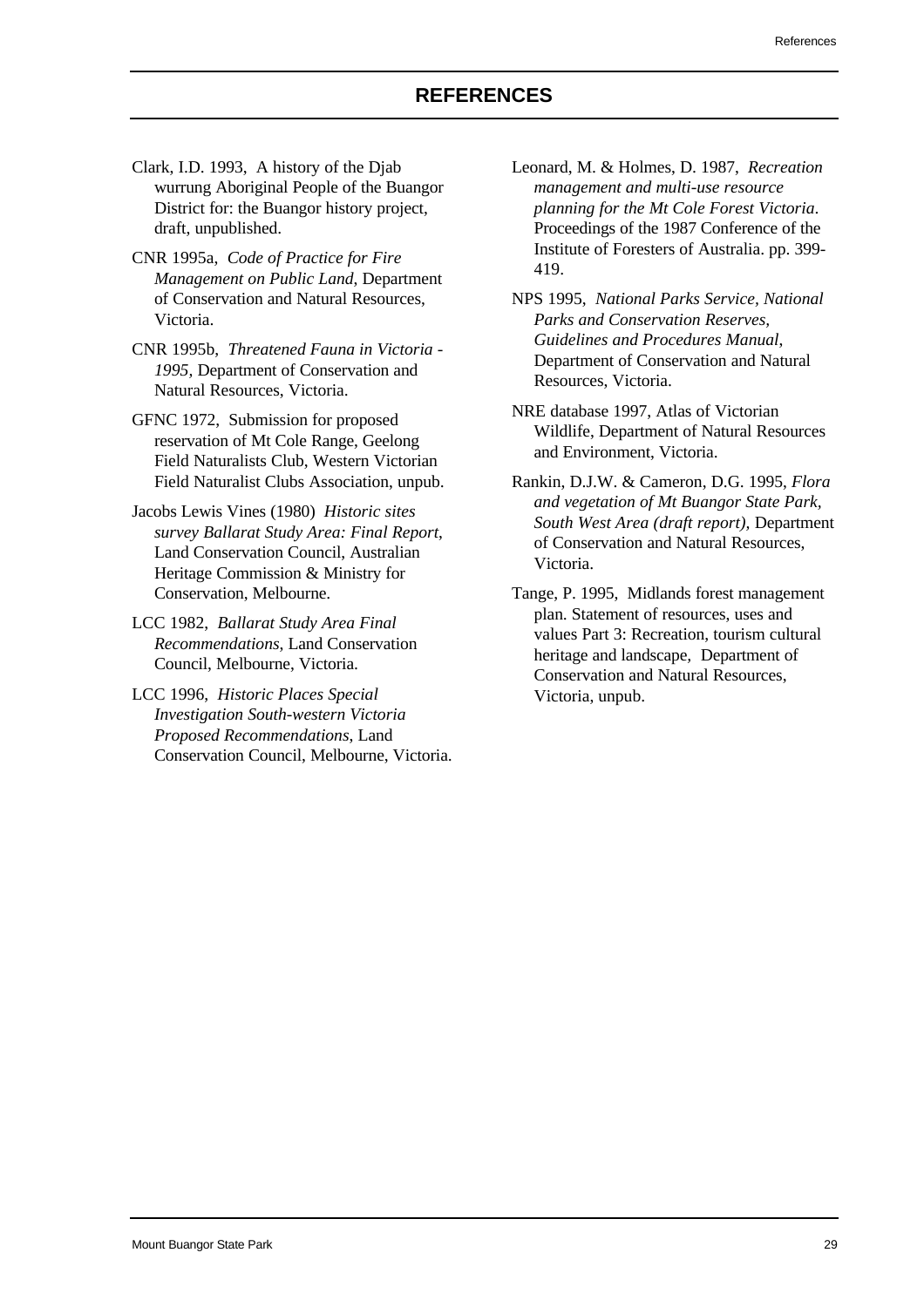# REFERENCES

Clark, I.D. 1993, A history of the Djab wurrung Aboriginal People of the Buangor District for: the Buangor history project, draft, unpublished.

CNR 1995a, *Code of Practice for Fire Management on Public Land*, Department of Conservation and Natural Resources, Victoria.

CNR 1995b, *Threatened Fauna in Victoria - 1995*, Department of Conservation and Natural Resources, Victoria.

GFNC 1972, Submission for proposed reservation of Mt Cole Range, Geelong Field Naturalists Club, Western Victorian Field Naturalist Clubs Association, unpub.

Jacobs Lewis Vines (1980) *Historic sites survey Ballarat Study Area: Final Report*, Land Conservation Council, Australian Heritage Commission & Ministry for Conservation, Melbourne.

LCC 1982, *Ballarat Study Area Final Recommendations*, Land Conservation Council, Melbourne, Victoria.

LCC 1996, *Historic Places Special Investigation South-western Victoria Proposed Recommendations*, Land Conservation Council, Melbourne, Victoria.

Leonard, M. & Holmes, D. 1987, *Recreation management and multi-use resource planning for the Mt Cole Forest Victoria*. Proceedings of the 1987 Conference of the Institute of Foresters of Australia. pp. 399-419.

NPS 1995, *National Parks Service, National Parks and Conservation Reserves, Guidelines and Procedures Manual*, Department of Conservation and Natural Resources, Victoria.

NRE database 1997, Atlas of Victorian Wildlife, Department of Natural Resources and Environment, Victoria.

Rankin, D.J.W. & Cameron, D.G. 1995, *Flora and vegetation of Mt Buangor State Park, South West Area (draft report),* Department of Conservation and Natural Resources, Victoria.

Tange, P. 1995, Midlands forest management plan. Statement of resources, uses and values Part 3: Recreation, tourism cultural heritage and landscape, Department of Conservation and Natural Resources, Victoria, unpub.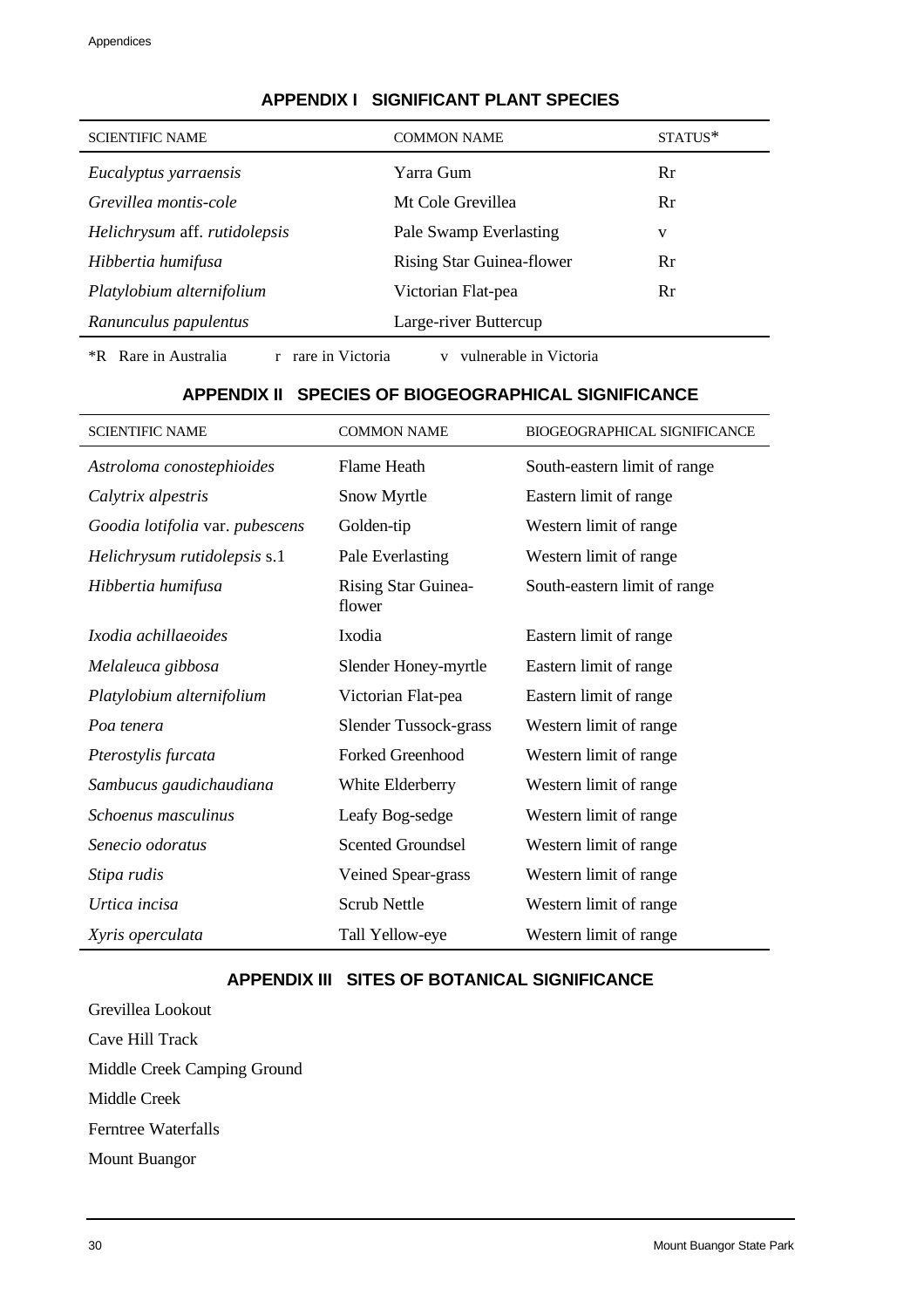## APPENDIX I SIGNIFICANT PLANT SPECIES

| SCIENTIFIC NAME | COMMON NAME | STATUS* |
|---|---|---|
| *Eucalyptus yarraensis* | Yarra Gum | Rr |
| *Grevillea montis-cole* | Mt Cole Grevillea | Rr |
| *Helichrysum* aff. *rutidolepsis* | Pale Swamp Everlasting | v |
| *Hibbertia humifusa* | Rising Star Guinea-flower | Rr |
| *Platylobium alternifolium* | Victorian Flat-pea | Rr |
| *Ranunculus papulentus* | Large-river Buttercup | |

*R Rare in Australia   r rare in Victoria   v vulnerable in Victoria

## APPENDIX II SPECIES OF BIOGEOGRAPHICAL SIGNIFICANCE

| SCIENTIFIC NAME | COMMON NAME | BIOGEOGRAPHICAL SIGNIFICANCE |
|---|---|---|
| *Astroloma conostephioides* | Flame Heath | South-eastern limit of range |
| *Calytrix alpestris* | Snow Myrtle | Eastern limit of range |
| *Goodia lotifolia* var. *pubescens* | Golden-tip | Western limit of range |
| *Helichrysum rutidolepsis* s.1 | Pale Everlasting | Western limit of range |
| *Hibbertia humifusa* | Rising Star Guinea-flower | South-eastern limit of range |
| *Ixodia achillaeoides* | Ixodia | Eastern limit of range |
| *Melaleuca gibbosa* | Slender Honey-myrtle | Eastern limit of range |
| *Platylobium alternifolium* | Victorian Flat-pea | Eastern limit of range |
| *Poa tenera* | Slender Tussock-grass | Western limit of range |
| *Pterostylis furcata* | Forked Greenhood | Western limit of range |
| *Sambucus gaudichaudiana* | White Elderberry | Western limit of range |
| *Schoenus masculinus* | Leafy Bog-sedge | Western limit of range |
| *Senecio odoratus* | Scented Groundsel | Western limit of range |
| *Stipa rudis* | Veined Spear-grass | Western limit of range |
| *Urtica incisa* | Scrub Nettle | Western limit of range |
| *Xyris operculata* | Tall Yellow-eye | Western limit of range |

## APPENDIX III SITES OF BOTANICAL SIGNIFICANCE

Grevillea Lookout

Cave Hill Track

Middle Creek Camping Ground

Middle Creek

Ferntree Waterfalls

Mount Buangor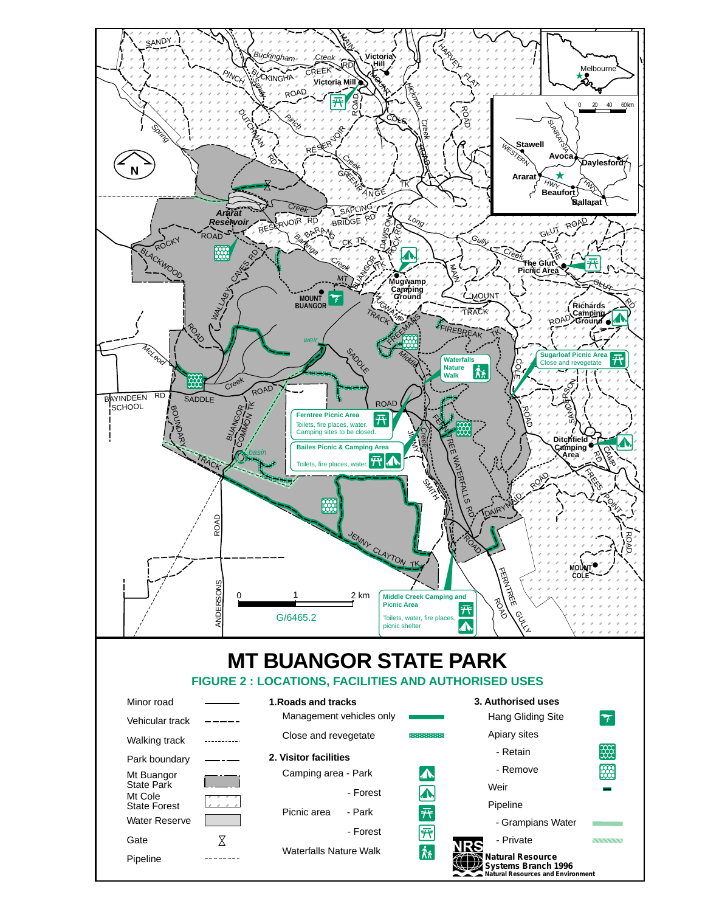# MT BUANGOR STATE PARK

## FIGURE 2 : LOCATIONS, FACILITIES AND AUTHORISED USES

G/6465.2

Scale: 0 – 1 – 2 km

**Ferntree Picnic Area** – Toilets, fire places, water. Camping sites to be closed.

**Bailes Picnic & Camping Area** – Toilets, fire places, water.

**Middle Creek Camping and Picnic Area** – Toilets, water, fire places, picnic shelter

**Sugarloaf Picnic Area** – Close and revegetate

**Waterfalls Nature Walk**

**Mugwamp Camping Ground**

**The Glut Picnic Area**

**Richards Camping Ground**

**Ditchfield Camping Area**

**Victoria Mill**

**Mount Buangor**

**Mount Cole**

**Ararat Reservoir**

**Legend**

- Minor road
- Vehicular track
- Walking track
- Park boundary
- Mt Buangor State Park
- Mt Cole State Forest
- Water Reserve
- Gate
- Pipeline

**1. Roads and tracks**

- Management vehicles only
- Close and revegetate

**2. Visitor facilities**

- Camping area - Park
- Camping area - Forest
- Picnic area - Park
- Picnic area - Forest
- Waterfalls Nature Walk

**3. Authorised uses**

- Hang Gliding Site
- Apiary sites
  - Retain
  - Remove
- Weir
- Pipeline
  - Grampians Water
  - Private

NRS Natural Resource Systems Branch 1996
Natural Resources and Environment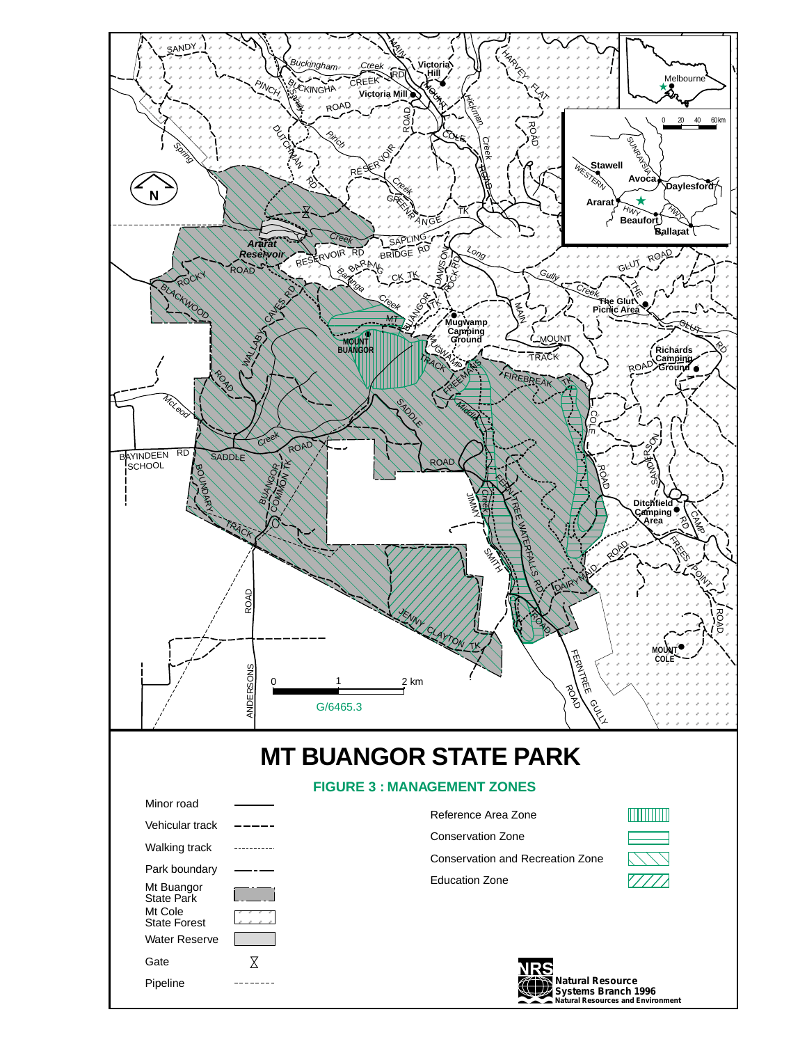# MT BUANGOR STATE PARK

## FIGURE 3 : MANAGEMENT ZONES

Minor road

Vehicular track

Walking track

Park boundary

Mt Buangor State Park

Mt Cole State Forest

Water Reserve

Gate

Pipeline

Reference Area Zone

Conservation Zone

Conservation and Recreation Zone

Education Zone

G/6465.3

0 1 2 km

NRS Natural Resource Systems Branch 1996
Natural Resources and Environment